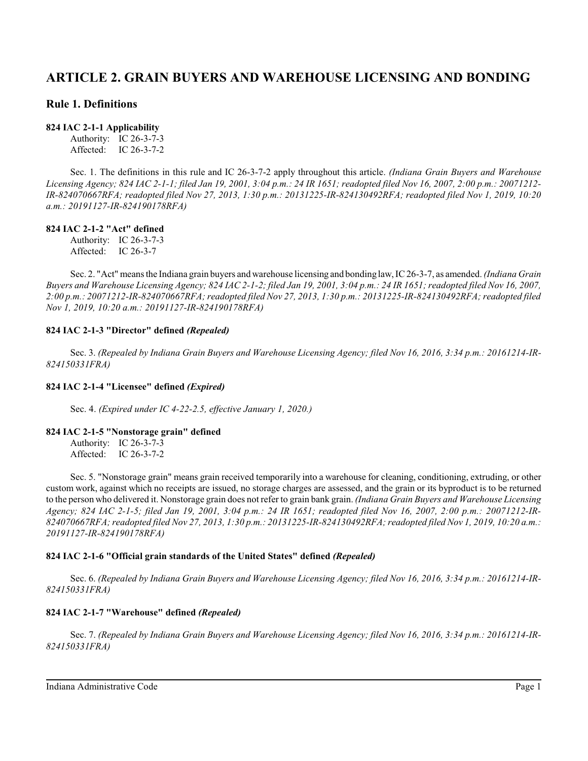# ARTICLE 2. GRAIN BUYERS AND WAREHOUSE LICENSING AND BONDING

## Rule 1. Definitions

### 824 IAC 2-1-1 Applicability

Authority: IC 26-3-7-3
Affected: IC 26-3-7-2

Sec. 1. The definitions in this rule and IC 26-3-7-2 apply throughout this article. *(Indiana Grain Buyers and Warehouse Licensing Agency; 824 IAC 2-1-1; filed Jan 19, 2001, 3:04 p.m.: 24 IR 1651; readopted filed Nov 16, 2007, 2:00 p.m.: 20071212-IR-824070667RFA; readopted filed Nov 27, 2013, 1:30 p.m.: 20131225-IR-824130492RFA; readopted filed Nov 1, 2019, 10:20 a.m.: 20191127-IR-824190178RFA)*

### 824 IAC 2-1-2 "Act" defined

Authority: IC 26-3-7-3
Affected: IC 26-3-7

Sec. 2. "Act" means the Indiana grain buyers and warehouse licensing and bonding law, IC 26-3-7, as amended. *(Indiana Grain Buyers and Warehouse Licensing Agency; 824 IAC 2-1-2; filed Jan 19, 2001, 3:04 p.m.: 24 IR 1651; readopted filed Nov 16, 2007, 2:00 p.m.: 20071212-IR-824070667RFA; readopted filed Nov 27, 2013, 1:30 p.m.: 20131225-IR-824130492RFA; readopted filed Nov 1, 2019, 10:20 a.m.: 20191127-IR-824190178RFA)*

### 824 IAC 2-1-3 "Director" defined *(Repealed)*

Sec. 3. *(Repealed by Indiana Grain Buyers and Warehouse Licensing Agency; filed Nov 16, 2016, 3:34 p.m.: 20161214-IR-824150331FRA)*

### 824 IAC 2-1-4 "Licensee" defined *(Expired)*

Sec. 4. *(Expired under IC 4-22-2.5, effective January 1, 2020.)*

### 824 IAC 2-1-5 "Nonstorage grain" defined

Authority: IC 26-3-7-3
Affected: IC 26-3-7-2

Sec. 5. "Nonstorage grain" means grain received temporarily into a warehouse for cleaning, conditioning, extruding, or other custom work, against which no receipts are issued, no storage charges are assessed, and the grain or its byproduct is to be returned to the person who delivered it. Nonstorage grain does not refer to grain bank grain. *(Indiana Grain Buyers and Warehouse Licensing Agency; 824 IAC 2-1-5; filed Jan 19, 2001, 3:04 p.m.: 24 IR 1651; readopted filed Nov 16, 2007, 2:00 p.m.: 20071212-IR-824070667RFA; readopted filed Nov 27, 2013, 1:30 p.m.: 20131225-IR-824130492RFA; readopted filed Nov 1, 2019, 10:20 a.m.: 20191127-IR-824190178RFA)*

### 824 IAC 2-1-6 "Official grain standards of the United States" defined *(Repealed)*

Sec. 6. *(Repealed by Indiana Grain Buyers and Warehouse Licensing Agency; filed Nov 16, 2016, 3:34 p.m.: 20161214-IR-824150331FRA)*

### 824 IAC 2-1-7 "Warehouse" defined *(Repealed)*

Sec. 7. *(Repealed by Indiana Grain Buyers and Warehouse Licensing Agency; filed Nov 16, 2016, 3:34 p.m.: 20161214-IR-824150331FRA)*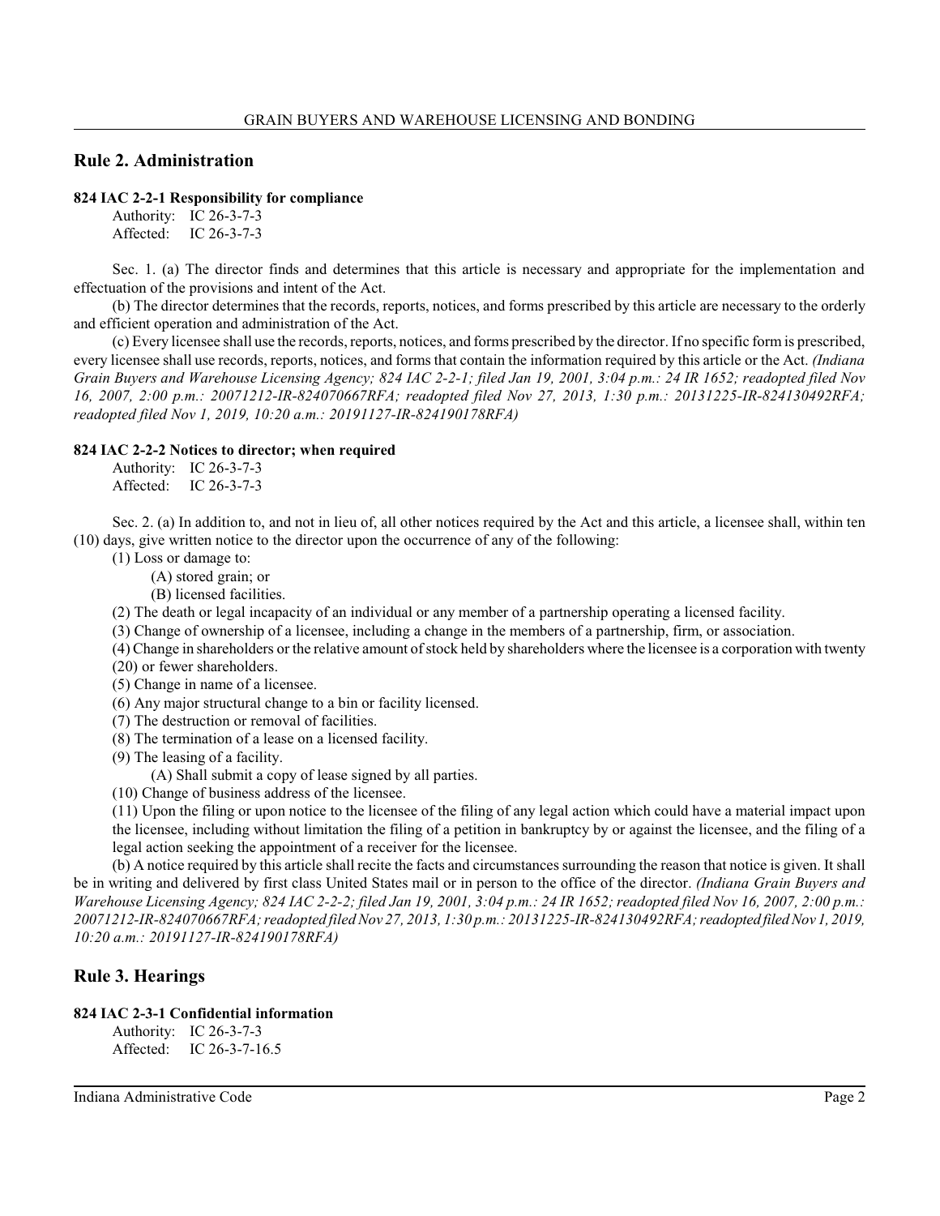## Rule 2. Administration

**824 IAC 2-2-1 Responsibility for compliance**

Authority: IC 26-3-7-3
Affected: IC 26-3-7-3

Sec. 1. (a) The director finds and determines that this article is necessary and appropriate for the implementation and effectuation of the provisions and intent of the Act.

(b) The director determines that the records, reports, notices, and forms prescribed by this article are necessary to the orderly and efficient operation and administration of the Act.

(c) Every licensee shall use the records, reports, notices, and forms prescribed by the director. If no specific form is prescribed, every licensee shall use records, reports, notices, and forms that contain the information required by this article or the Act. *(Indiana Grain Buyers and Warehouse Licensing Agency; 824 IAC 2-2-1; filed Jan 19, 2001, 3:04 p.m.: 24 IR 1652; readopted filed Nov 16, 2007, 2:00 p.m.: 20071212-IR-824070667RFA; readopted filed Nov 27, 2013, 1:30 p.m.: 20131225-IR-824130492RFA; readopted filed Nov 1, 2019, 10:20 a.m.: 20191127-IR-824190178RFA)*

**824 IAC 2-2-2 Notices to director; when required**

Authority: IC 26-3-7-3
Affected: IC 26-3-7-3

Sec. 2. (a) In addition to, and not in lieu of, all other notices required by the Act and this article, a licensee shall, within ten (10) days, give written notice to the director upon the occurrence of any of the following:

(1) Loss or damage to:

(A) stored grain; or

(B) licensed facilities.

(2) The death or legal incapacity of an individual or any member of a partnership operating a licensed facility.

(3) Change of ownership of a licensee, including a change in the members of a partnership, firm, or association.

(4) Change in shareholders or the relative amount of stock held by shareholders where the licensee is a corporation with twenty (20) or fewer shareholders.

(5) Change in name of a licensee.

(6) Any major structural change to a bin or facility licensed.

(7) The destruction or removal of facilities.

(8) The termination of a lease on a licensed facility.

(9) The leasing of a facility.

(A) Shall submit a copy of lease signed by all parties.

(10) Change of business address of the licensee.

(11) Upon the filing or upon notice to the licensee of the filing of any legal action which could have a material impact upon the licensee, including without limitation the filing of a petition in bankruptcy by or against the licensee, and the filing of a legal action seeking the appointment of a receiver for the licensee.

(b) A notice required by this article shall recite the facts and circumstances surrounding the reason that notice is given. It shall be in writing and delivered by first class United States mail or in person to the office of the director. *(Indiana Grain Buyers and Warehouse Licensing Agency; 824 IAC 2-2-2; filed Jan 19, 2001, 3:04 p.m.: 24 IR 1652; readopted filed Nov 16, 2007, 2:00 p.m.: 20071212-IR-824070667RFA; readopted filed Nov 27, 2013, 1:30 p.m.: 20131225-IR-824130492RFA; readopted filed Nov 1, 2019, 10:20 a.m.: 20191127-IR-824190178RFA)*

## Rule 3. Hearings

**824 IAC 2-3-1 Confidential information**

Authority: IC 26-3-7-3
Affected: IC 26-3-7-16.5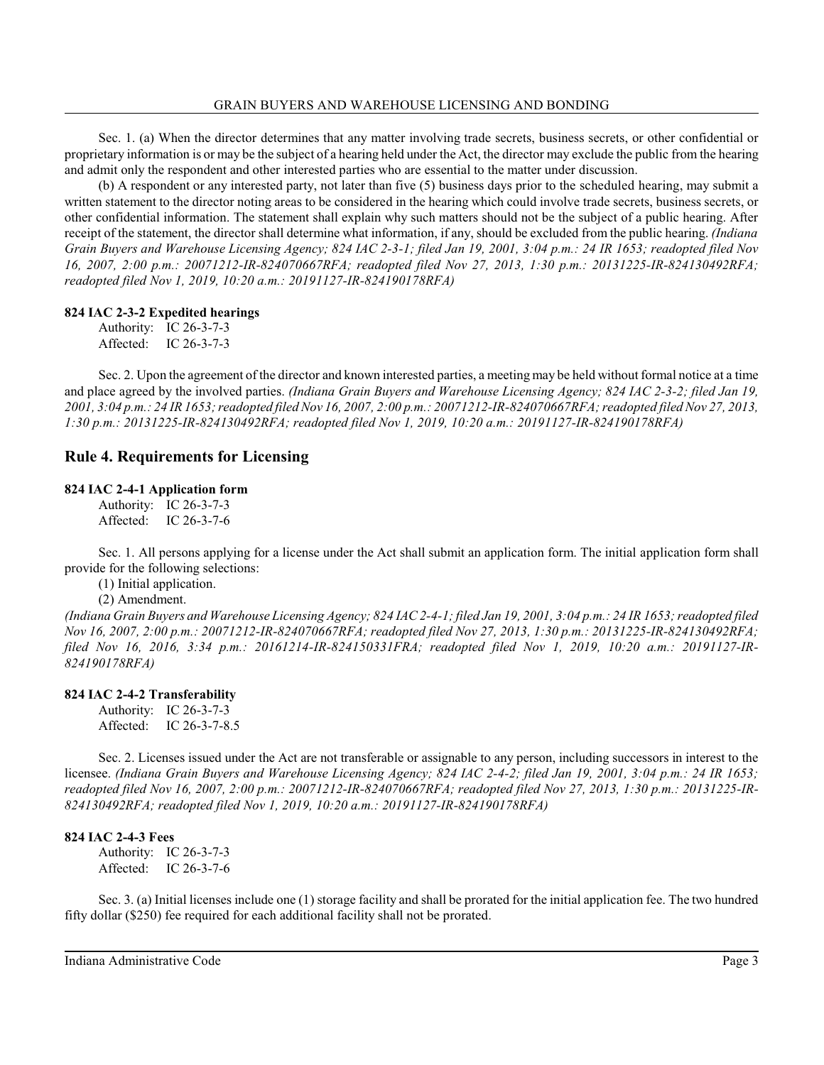Sec. 1. (a) When the director determines that any matter involving trade secrets, business secrets, or other confidential or proprietary information is or may be the subject of a hearing held under the Act, the director may exclude the public from the hearing and admit only the respondent and other interested parties who are essential to the matter under discussion.

(b) A respondent or any interested party, not later than five (5) business days prior to the scheduled hearing, may submit a written statement to the director noting areas to be considered in the hearing which could involve trade secrets, business secrets, or other confidential information. The statement shall explain why such matters should not be the subject of a public hearing. After receipt of the statement, the director shall determine what information, if any, should be excluded from the public hearing. *(Indiana Grain Buyers and Warehouse Licensing Agency; 824 IAC 2-3-1; filed Jan 19, 2001, 3:04 p.m.: 24 IR 1653; readopted filed Nov 16, 2007, 2:00 p.m.: 20071212-IR-824070667RFA; readopted filed Nov 27, 2013, 1:30 p.m.: 20131225-IR-824130492RFA; readopted filed Nov 1, 2019, 10:20 a.m.: 20191127-IR-824190178RFA)*

**824 IAC 2-3-2 Expedited hearings**

Authority: IC 26-3-7-3
Affected: IC 26-3-7-3

Sec. 2. Upon the agreement of the director and known interested parties, a meeting may be held without formal notice at a time and place agreed by the involved parties. *(Indiana Grain Buyers and Warehouse Licensing Agency; 824 IAC 2-3-2; filed Jan 19, 2001, 3:04 p.m.: 24 IR 1653; readopted filed Nov 16, 2007, 2:00 p.m.: 20071212-IR-824070667RFA; readopted filed Nov 27, 2013, 1:30 p.m.: 20131225-IR-824130492RFA; readopted filed Nov 1, 2019, 10:20 a.m.: 20191127-IR-824190178RFA)*

## Rule 4. Requirements for Licensing

**824 IAC 2-4-1 Application form**

Authority: IC 26-3-7-3
Affected: IC 26-3-7-6

Sec. 1. All persons applying for a license under the Act shall submit an application form. The initial application form shall provide for the following selections:

(1) Initial application.
(2) Amendment.

*(Indiana Grain Buyers and Warehouse Licensing Agency; 824 IAC 2-4-1; filed Jan 19, 2001, 3:04 p.m.: 24 IR 1653; readopted filed Nov 16, 2007, 2:00 p.m.: 20071212-IR-824070667RFA; readopted filed Nov 27, 2013, 1:30 p.m.: 20131225-IR-824130492RFA; filed Nov 16, 2016, 3:34 p.m.: 20161214-IR-824150331FRA; readopted filed Nov 1, 2019, 10:20 a.m.: 20191127-IR-824190178RFA)*

**824 IAC 2-4-2 Transferability**

Authority: IC 26-3-7-3
Affected: IC 26-3-7-8.5

Sec. 2. Licenses issued under the Act are not transferable or assignable to any person, including successors in interest to the licensee. *(Indiana Grain Buyers and Warehouse Licensing Agency; 824 IAC 2-4-2; filed Jan 19, 2001, 3:04 p.m.: 24 IR 1653; readopted filed Nov 16, 2007, 2:00 p.m.: 20071212-IR-824070667RFA; readopted filed Nov 27, 2013, 1:30 p.m.: 20131225-IR-824130492RFA; readopted filed Nov 1, 2019, 10:20 a.m.: 20191127-IR-824190178RFA)*

**824 IAC 2-4-3 Fees**

Authority: IC 26-3-7-3
Affected: IC 26-3-7-6

Sec. 3. (a) Initial licenses include one (1) storage facility and shall be prorated for the initial application fee. The two hundred fifty dollar ($250) fee required for each additional facility shall not be prorated.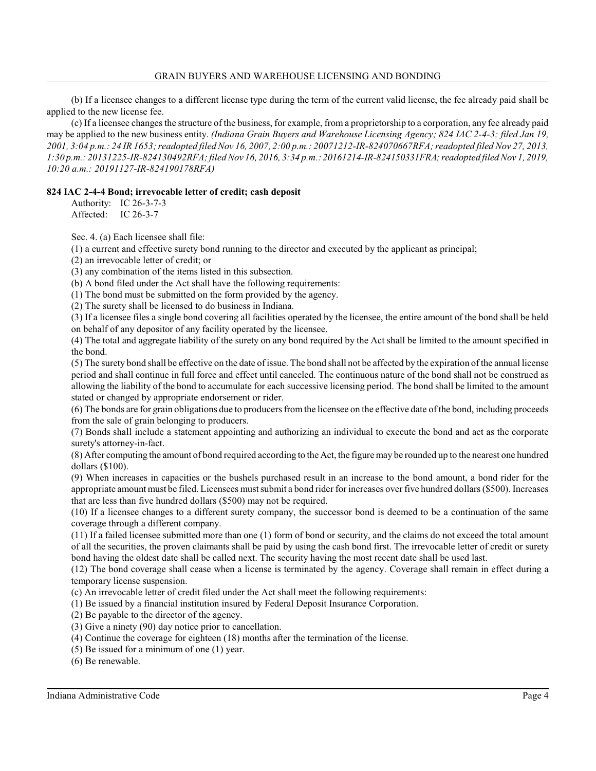(b) If a licensee changes to a different license type during the term of the current valid license, the fee already paid shall be applied to the new license fee.

(c) If a licensee changes the structure of the business, for example, from a proprietorship to a corporation, any fee already paid may be applied to the new business entity. *(Indiana Grain Buyers and Warehouse Licensing Agency; 824 IAC 2-4-3; filed Jan 19, 2001, 3:04 p.m.: 24 IR 1653; readopted filed Nov 16, 2007, 2:00 p.m.: 20071212-IR-824070667RFA; readopted filed Nov 27, 2013, 1:30 p.m.: 20131225-IR-824130492RFA; filed Nov 16, 2016, 3:34 p.m.: 20161214-IR-824150331FRA; readopted filed Nov 1, 2019, 10:20 a.m.: 20191127-IR-824190178RFA)*

**824 IAC 2-4-4 Bond; irrevocable letter of credit; cash deposit**

Authority: IC 26-3-7-3
Affected: IC 26-3-7

Sec. 4. (a) Each licensee shall file:

(1) a current and effective surety bond running to the director and executed by the applicant as principal;

(2) an irrevocable letter of credit; or

(3) any combination of the items listed in this subsection.

(b) A bond filed under the Act shall have the following requirements:

(1) The bond must be submitted on the form provided by the agency.

(2) The surety shall be licensed to do business in Indiana.

(3) If a licensee files a single bond covering all facilities operated by the licensee, the entire amount of the bond shall be held on behalf of any depositor of any facility operated by the licensee.

(4) The total and aggregate liability of the surety on any bond required by the Act shall be limited to the amount specified in the bond.

(5) The surety bond shall be effective on the date of issue. The bond shall not be affected by the expiration of the annual license period and shall continue in full force and effect until canceled. The continuous nature of the bond shall not be construed as allowing the liability of the bond to accumulate for each successive licensing period. The bond shall be limited to the amount stated or changed by appropriate endorsement or rider.

(6) The bonds are for grain obligations due to producers from the licensee on the effective date of the bond, including proceeds from the sale of grain belonging to producers.

(7) Bonds shall include a statement appointing and authorizing an individual to execute the bond and act as the corporate surety's attorney-in-fact.

(8) After computing the amount of bond required according to the Act, the figure may be rounded up to the nearest one hundred dollars ($100).

(9) When increases in capacities or the bushels purchased result in an increase to the bond amount, a bond rider for the appropriate amount must be filed. Licensees must submit a bond rider for increases over five hundred dollars ($500). Increases that are less than five hundred dollars ($500) may not be required.

(10) If a licensee changes to a different surety company, the successor bond is deemed to be a continuation of the same coverage through a different company.

(11) If a failed licensee submitted more than one (1) form of bond or security, and the claims do not exceed the total amount of all the securities, the proven claimants shall be paid by using the cash bond first. The irrevocable letter of credit or surety bond having the oldest date shall be called next. The security having the most recent date shall be used last.

(12) The bond coverage shall cease when a license is terminated by the agency. Coverage shall remain in effect during a temporary license suspension.

(c) An irrevocable letter of credit filed under the Act shall meet the following requirements:

(1) Be issued by a financial institution insured by Federal Deposit Insurance Corporation.

(2) Be payable to the director of the agency.

(3) Give a ninety (90) day notice prior to cancellation.

(4) Continue the coverage for eighteen (18) months after the termination of the license.

(5) Be issued for a minimum of one (1) year.

(6) Be renewable.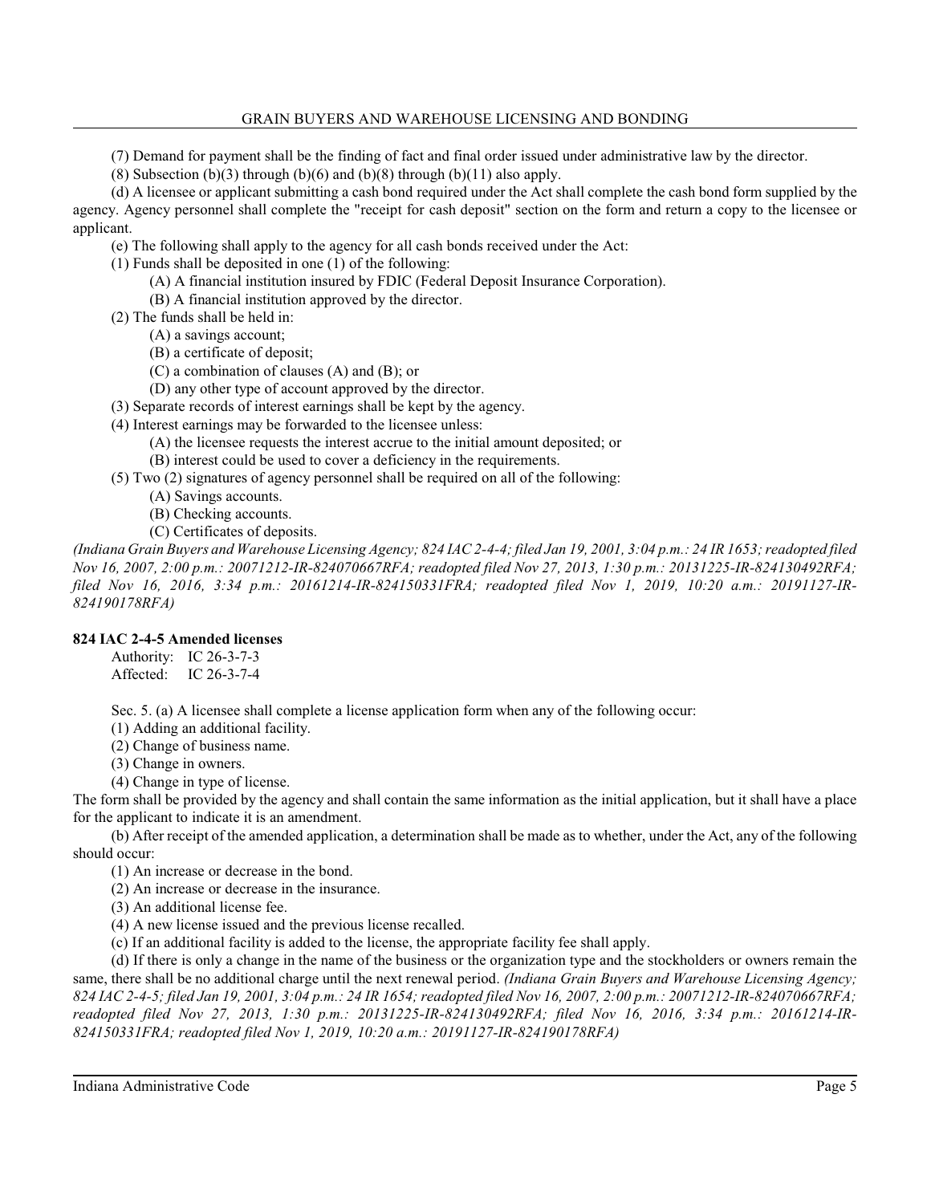(7) Demand for payment shall be the finding of fact and final order issued under administrative law by the director.

(8) Subsection (b)(3) through (b)(6) and (b)(8) through (b)(11) also apply.

(d) A licensee or applicant submitting a cash bond required under the Act shall complete the cash bond form supplied by the agency. Agency personnel shall complete the "receipt for cash deposit" section on the form and return a copy to the licensee or applicant.

(e) The following shall apply to the agency for all cash bonds received under the Act:

(1) Funds shall be deposited in one (1) of the following:

(A) A financial institution insured by FDIC (Federal Deposit Insurance Corporation).

(B) A financial institution approved by the director.

(2) The funds shall be held in:

(A) a savings account;

(B) a certificate of deposit;

(C) a combination of clauses (A) and (B); or

(D) any other type of account approved by the director.

(3) Separate records of interest earnings shall be kept by the agency.

(4) Interest earnings may be forwarded to the licensee unless:

(A) the licensee requests the interest accrue to the initial amount deposited; or

(B) interest could be used to cover a deficiency in the requirements.

(5) Two (2) signatures of agency personnel shall be required on all of the following:

(A) Savings accounts.

(B) Checking accounts.

(C) Certificates of deposits.

*(Indiana Grain Buyers and Warehouse Licensing Agency; 824 IAC 2-4-4; filed Jan 19, 2001, 3:04 p.m.: 24 IR 1653; readopted filed Nov 16, 2007, 2:00 p.m.: 20071212-IR-824070667RFA; readopted filed Nov 27, 2013, 1:30 p.m.: 20131225-IR-824130492RFA; filed Nov 16, 2016, 3:34 p.m.: 20161214-IR-824150331FRA; readopted filed Nov 1, 2019, 10:20 a.m.: 20191127-IR-824190178RFA)*

**824 IAC 2-4-5 Amended licenses**

Authority: IC 26-3-7-3
Affected: IC 26-3-7-4

Sec. 5. (a) A licensee shall complete a license application form when any of the following occur:

(1) Adding an additional facility.

(2) Change of business name.

(3) Change in owners.

(4) Change in type of license.

The form shall be provided by the agency and shall contain the same information as the initial application, but it shall have a place for the applicant to indicate it is an amendment.

(b) After receipt of the amended application, a determination shall be made as to whether, under the Act, any of the following should occur:

(1) An increase or decrease in the bond.

(2) An increase or decrease in the insurance.

(3) An additional license fee.

(4) A new license issued and the previous license recalled.

(c) If an additional facility is added to the license, the appropriate facility fee shall apply.

(d) If there is only a change in the name of the business or the organization type and the stockholders or owners remain the same, there shall be no additional charge until the next renewal period. *(Indiana Grain Buyers and Warehouse Licensing Agency; 824 IAC 2-4-5; filed Jan 19, 2001, 3:04 p.m.: 24 IR 1654; readopted filed Nov 16, 2007, 2:00 p.m.: 20071212-IR-824070667RFA; readopted filed Nov 27, 2013, 1:30 p.m.: 20131225-IR-824130492RFA; filed Nov 16, 2016, 3:34 p.m.: 20161214-IR-824150331FRA; readopted filed Nov 1, 2019, 10:20 a.m.: 20191127-IR-824190178RFA)*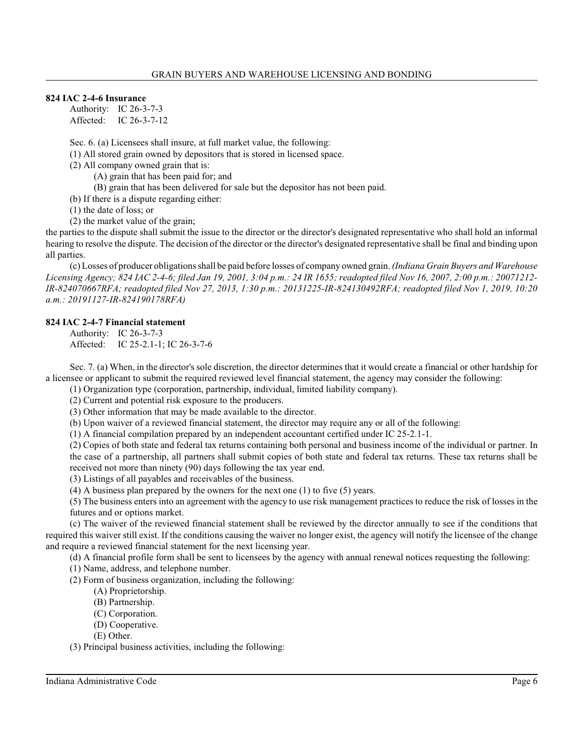**824 IAC 2-4-6 Insurance**

Authority: IC 26-3-7-3
Affected: IC 26-3-7-12

Sec. 6. (a) Licensees shall insure, at full market value, the following:

(1) All stored grain owned by depositors that is stored in licensed space.

(2) All company owned grain that is:

(A) grain that has been paid for; and

(B) grain that has been delivered for sale but the depositor has not been paid.

(b) If there is a dispute regarding either:

(1) the date of loss; or

(2) the market value of the grain;

the parties to the dispute shall submit the issue to the director or the director's designated representative who shall hold an informal hearing to resolve the dispute. The decision of the director or the director's designated representative shall be final and binding upon all parties.

(c) Losses of producer obligations shall be paid before losses of company owned grain. *(Indiana Grain Buyers and Warehouse Licensing Agency; 824 IAC 2-4-6; filed Jan 19, 2001, 3:04 p.m.: 24 IR 1655; readopted filed Nov 16, 2007, 2:00 p.m.: 20071212-IR-824070667RFA; readopted filed Nov 27, 2013, 1:30 p.m.: 20131225-IR-824130492RFA; readopted filed Nov 1, 2019, 10:20 a.m.: 20191127-IR-824190178RFA)*

**824 IAC 2-4-7 Financial statement**

Authority: IC 26-3-7-3
Affected: IC 25-2.1-1; IC 26-3-7-6

Sec. 7. (a) When, in the director's sole discretion, the director determines that it would create a financial or other hardship for a licensee or applicant to submit the required reviewed level financial statement, the agency may consider the following:

(1) Organization type (corporation, partnership, individual, limited liability company).

(2) Current and potential risk exposure to the producers.

(3) Other information that may be made available to the director.

(b) Upon waiver of a reviewed financial statement, the director may require any or all of the following:

(1) A financial compilation prepared by an independent accountant certified under IC 25-2.1-1.

(2) Copies of both state and federal tax returns containing both personal and business income of the individual or partner. In the case of a partnership, all partners shall submit copies of both state and federal tax returns. These tax returns shall be received not more than ninety (90) days following the tax year end.

(3) Listings of all payables and receivables of the business.

(4) A business plan prepared by the owners for the next one (1) to five (5) years.

(5) The business enters into an agreement with the agency to use risk management practices to reduce the risk of losses in the futures and or options market.

(c) The waiver of the reviewed financial statement shall be reviewed by the director annually to see if the conditions that required this waiver still exist. If the conditions causing the waiver no longer exist, the agency will notify the licensee of the change and require a reviewed financial statement for the next licensing year.

(d) A financial profile form shall be sent to licensees by the agency with annual renewal notices requesting the following:

(1) Name, address, and telephone number.

(2) Form of business organization, including the following:

(A) Proprietorship.

(B) Partnership.

(C) Corporation.

(D) Cooperative.

(E) Other.

(3) Principal business activities, including the following: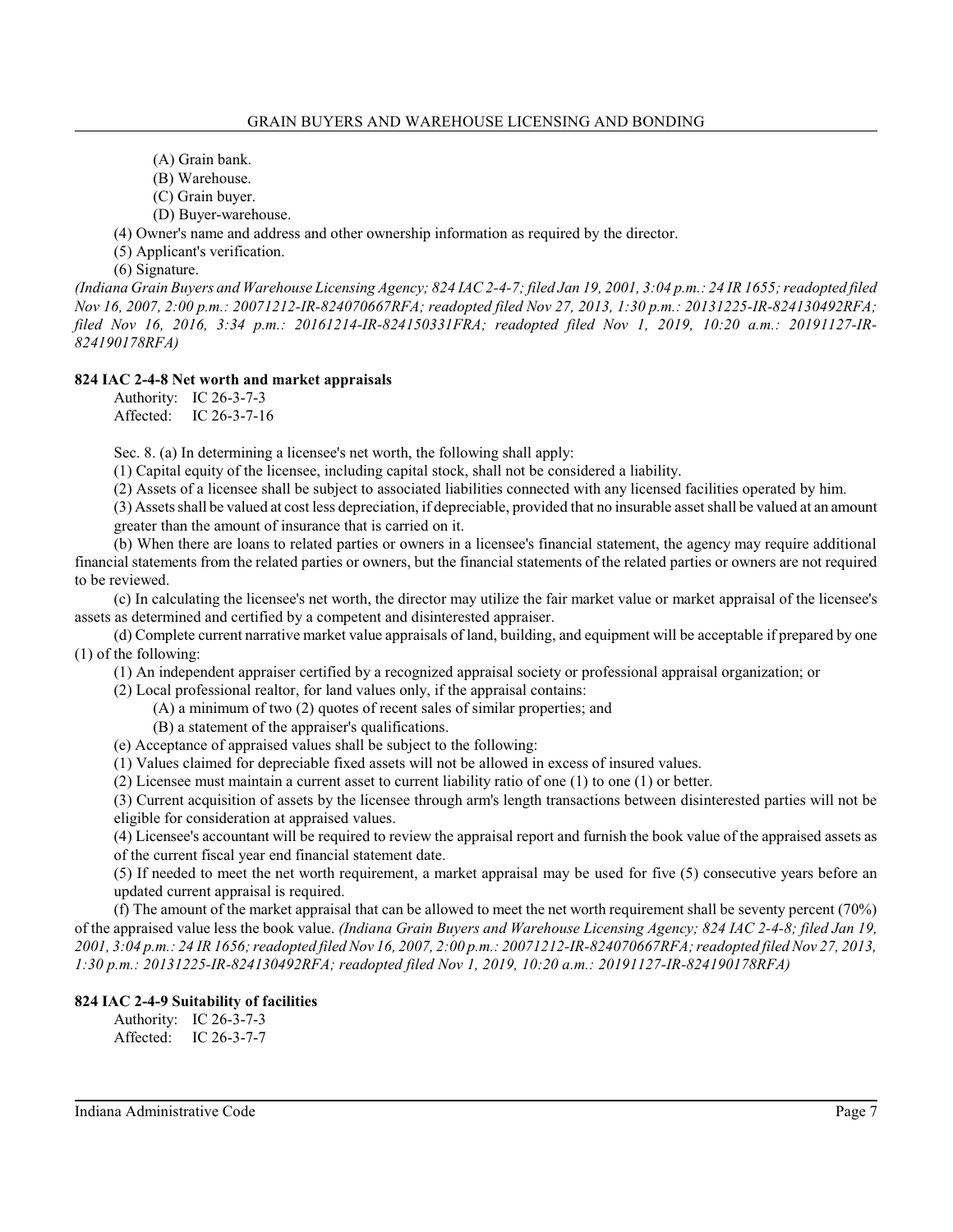(A) Grain bank.

(B) Warehouse.

(C) Grain buyer.

(D) Buyer-warehouse.

(4) Owner's name and address and other ownership information as required by the director.

(5) Applicant's verification.

(6) Signature.

*(Indiana Grain Buyers and Warehouse Licensing Agency; 824 IAC 2-4-7; filed Jan 19, 2001, 3:04 p.m.: 24 IR 1655; readopted filed Nov 16, 2007, 2:00 p.m.: 20071212-IR-824070667RFA; readopted filed Nov 27, 2013, 1:30 p.m.: 20131225-IR-824130492RFA; filed Nov 16, 2016, 3:34 p.m.: 20161214-IR-824150331FRA; readopted filed Nov 1, 2019, 10:20 a.m.: 20191127-IR-824190178RFA)*

### 824 IAC 2-4-8 Net worth and market appraisals

Authority: IC 26-3-7-3
Affected: IC 26-3-7-16

Sec. 8. (a) In determining a licensee's net worth, the following shall apply:

(1) Capital equity of the licensee, including capital stock, shall not be considered a liability.

(2) Assets of a licensee shall be subject to associated liabilities connected with any licensed facilities operated by him.

(3) Assets shall be valued at cost less depreciation, if depreciable, provided that no insurable asset shall be valued at an amount greater than the amount of insurance that is carried on it.

(b) When there are loans to related parties or owners in a licensee's financial statement, the agency may require additional financial statements from the related parties or owners, but the financial statements of the related parties or owners are not required to be reviewed.

(c) In calculating the licensee's net worth, the director may utilize the fair market value or market appraisal of the licensee's assets as determined and certified by a competent and disinterested appraiser.

(d) Complete current narrative market value appraisals of land, building, and equipment will be acceptable if prepared by one (1) of the following:

(1) An independent appraiser certified by a recognized appraisal society or professional appraisal organization; or

(2) Local professional realtor, for land values only, if the appraisal contains:

(A) a minimum of two (2) quotes of recent sales of similar properties; and

(B) a statement of the appraiser's qualifications.

(e) Acceptance of appraised values shall be subject to the following:

(1) Values claimed for depreciable fixed assets will not be allowed in excess of insured values.

(2) Licensee must maintain a current asset to current liability ratio of one (1) to one (1) or better.

(3) Current acquisition of assets by the licensee through arm's length transactions between disinterested parties will not be eligible for consideration at appraised values.

(4) Licensee's accountant will be required to review the appraisal report and furnish the book value of the appraised assets as of the current fiscal year end financial statement date.

(5) If needed to meet the net worth requirement, a market appraisal may be used for five (5) consecutive years before an updated current appraisal is required.

(f) The amount of the market appraisal that can be allowed to meet the net worth requirement shall be seventy percent (70%) of the appraised value less the book value. *(Indiana Grain Buyers and Warehouse Licensing Agency; 824 IAC 2-4-8; filed Jan 19, 2001, 3:04 p.m.: 24 IR 1656; readopted filed Nov 16, 2007, 2:00 p.m.: 20071212-IR-824070667RFA; readopted filed Nov 27, 2013, 1:30 p.m.: 20131225-IR-824130492RFA; readopted filed Nov 1, 2019, 10:20 a.m.: 20191127-IR-824190178RFA)*

### 824 IAC 2-4-9 Suitability of facilities

Authority: IC 26-3-7-3
Affected: IC 26-3-7-7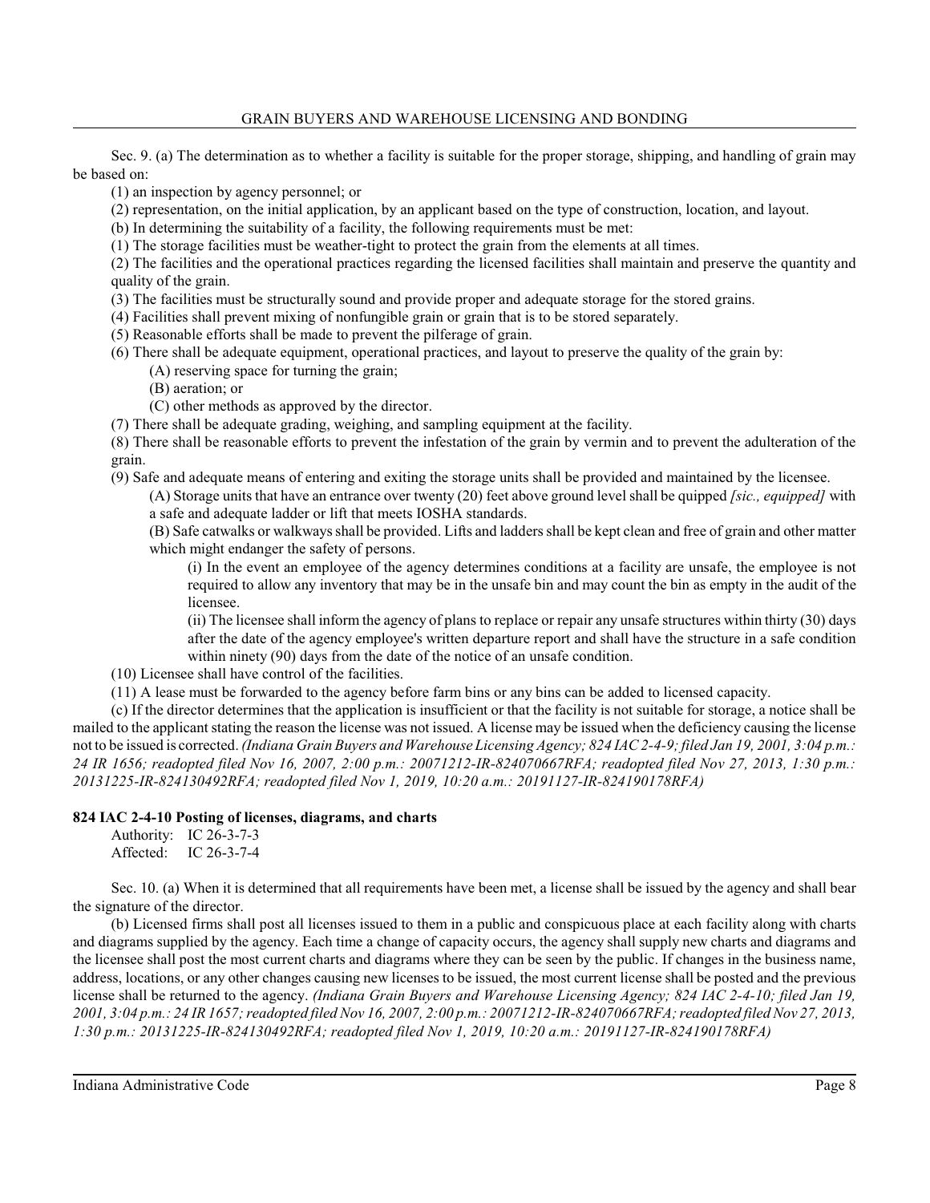Sec. 9. (a) The determination as to whether a facility is suitable for the proper storage, shipping, and handling of grain may be based on:

(1) an inspection by agency personnel; or

(2) representation, on the initial application, by an applicant based on the type of construction, location, and layout.

(b) In determining the suitability of a facility, the following requirements must be met:

(1) The storage facilities must be weather-tight to protect the grain from the elements at all times.

(2) The facilities and the operational practices regarding the licensed facilities shall maintain and preserve the quantity and quality of the grain.

(3) The facilities must be structurally sound and provide proper and adequate storage for the stored grains.

(4) Facilities shall prevent mixing of nonfungible grain or grain that is to be stored separately.

(5) Reasonable efforts shall be made to prevent the pilferage of grain.

(6) There shall be adequate equipment, operational practices, and layout to preserve the quality of the grain by:

(A) reserving space for turning the grain;

(B) aeration; or

(C) other methods as approved by the director.

(7) There shall be adequate grading, weighing, and sampling equipment at the facility.

(8) There shall be reasonable efforts to prevent the infestation of the grain by vermin and to prevent the adulteration of the grain.

(9) Safe and adequate means of entering and exiting the storage units shall be provided and maintained by the licensee.

(A) Storage units that have an entrance over twenty (20) feet above ground level shall be quipped *[sic., equipped]* with a safe and adequate ladder or lift that meets IOSHA standards.

(B) Safe catwalks or walkways shall be provided. Lifts and ladders shall be kept clean and free of grain and other matter which might endanger the safety of persons.

(i) In the event an employee of the agency determines conditions at a facility are unsafe, the employee is not required to allow any inventory that may be in the unsafe bin and may count the bin as empty in the audit of the licensee.

(ii) The licensee shall inform the agency of plans to replace or repair any unsafe structures within thirty (30) days after the date of the agency employee's written departure report and shall have the structure in a safe condition within ninety (90) days from the date of the notice of an unsafe condition.

(10) Licensee shall have control of the facilities.

(11) A lease must be forwarded to the agency before farm bins or any bins can be added to licensed capacity.

(c) If the director determines that the application is insufficient or that the facility is not suitable for storage, a notice shall be mailed to the applicant stating the reason the license was not issued. A license may be issued when the deficiency causing the license not to be issued is corrected. *(Indiana Grain Buyers and Warehouse Licensing Agency; 824 IAC 2-4-9; filed Jan 19, 2001, 3:04 p.m.: 24 IR 1656; readopted filed Nov 16, 2007, 2:00 p.m.: 20071212-IR-824070667RFA; readopted filed Nov 27, 2013, 1:30 p.m.: 20131225-IR-824130492RFA; readopted filed Nov 1, 2019, 10:20 a.m.: 20191127-IR-824190178RFA)*

**824 IAC 2-4-10 Posting of licenses, diagrams, and charts**

Authority: IC 26-3-7-3
Affected: IC 26-3-7-4

Sec. 10. (a) When it is determined that all requirements have been met, a license shall be issued by the agency and shall bear the signature of the director.

(b) Licensed firms shall post all licenses issued to them in a public and conspicuous place at each facility along with charts and diagrams supplied by the agency. Each time a change of capacity occurs, the agency shall supply new charts and diagrams and the licensee shall post the most current charts and diagrams where they can be seen by the public. If changes in the business name, address, locations, or any other changes causing new licenses to be issued, the most current license shall be posted and the previous license shall be returned to the agency. *(Indiana Grain Buyers and Warehouse Licensing Agency; 824 IAC 2-4-10; filed Jan 19, 2001, 3:04 p.m.: 24 IR 1657; readopted filed Nov 16, 2007, 2:00 p.m.: 20071212-IR-824070667RFA; readopted filed Nov 27, 2013, 1:30 p.m.: 20131225-IR-824130492RFA; readopted filed Nov 1, 2019, 10:20 a.m.: 20191127-IR-824190178RFA)*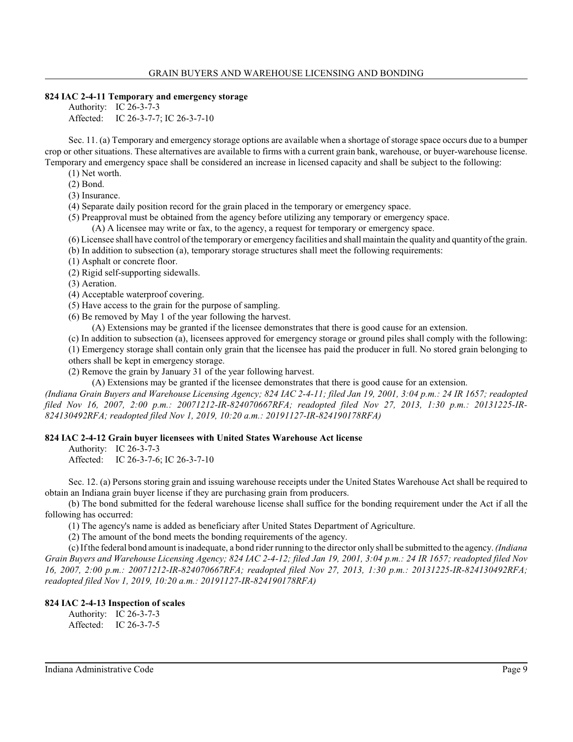### 824 IAC 2-4-11 Temporary and emergency storage

Authority: IC 26-3-7-3
Affected: IC 26-3-7-7; IC 26-3-7-10

Sec. 11. (a) Temporary and emergency storage options are available when a shortage of storage space occurs due to a bumper crop or other situations. These alternatives are available to firms with a current grain bank, warehouse, or buyer-warehouse license. Temporary and emergency space shall be considered an increase in licensed capacity and shall be subject to the following:

(1) Net worth.
(2) Bond.
(3) Insurance.
(4) Separate daily position record for the grain placed in the temporary or emergency space.
(5) Preapproval must be obtained from the agency before utilizing any temporary or emergency space.
(A) A licensee may write or fax, to the agency, a request for temporary or emergency space.
(6) Licensee shall have control of the temporary or emergency facilities and shall maintain the quality and quantity of the grain.

(b) In addition to subsection (a), temporary storage structures shall meet the following requirements:
(1) Asphalt or concrete floor.
(2) Rigid self-supporting sidewalls.
(3) Aeration.
(4) Acceptable waterproof covering.
(5) Have access to the grain for the purpose of sampling.
(6) Be removed by May 1 of the year following the harvest.
(A) Extensions may be granted if the licensee demonstrates that there is good cause for an extension.

(c) In addition to subsection (a), licensees approved for emergency storage or ground piles shall comply with the following:
(1) Emergency storage shall contain only grain that the licensee has paid the producer in full. No stored grain belonging to others shall be kept in emergency storage.
(2) Remove the grain by January 31 of the year following harvest.
(A) Extensions may be granted if the licensee demonstrates that there is good cause for an extension.

*(Indiana Grain Buyers and Warehouse Licensing Agency; 824 IAC 2-4-11; filed Jan 19, 2001, 3:04 p.m.: 24 IR 1657; readopted filed Nov 16, 2007, 2:00 p.m.: 20071212-IR-824070667RFA; readopted filed Nov 27, 2013, 1:30 p.m.: 20131225-IR-824130492RFA; readopted filed Nov 1, 2019, 10:20 a.m.: 20191127-IR-824190178RFA)*

### 824 IAC 2-4-12 Grain buyer licensees with United States Warehouse Act license

Authority: IC 26-3-7-3
Affected: IC 26-3-7-6; IC 26-3-7-10

Sec. 12. (a) Persons storing grain and issuing warehouse receipts under the United States Warehouse Act shall be required to obtain an Indiana grain buyer license if they are purchasing grain from producers.

(b) The bond submitted for the federal warehouse license shall suffice for the bonding requirement under the Act if all the following has occurred:
(1) The agency's name is added as beneficiary after United States Department of Agriculture.
(2) The amount of the bond meets the bonding requirements of the agency.

(c) If the federal bond amount is inadequate, a bond rider running to the director only shall be submitted to the agency. *(Indiana Grain Buyers and Warehouse Licensing Agency; 824 IAC 2-4-12; filed Jan 19, 2001, 3:04 p.m.: 24 IR 1657; readopted filed Nov 16, 2007, 2:00 p.m.: 20071212-IR-824070667RFA; readopted filed Nov 27, 2013, 1:30 p.m.: 20131225-IR-824130492RFA; readopted filed Nov 1, 2019, 10:20 a.m.: 20191127-IR-824190178RFA)*

### 824 IAC 2-4-13 Inspection of scales

Authority: IC 26-3-7-3
Affected: IC 26-3-7-5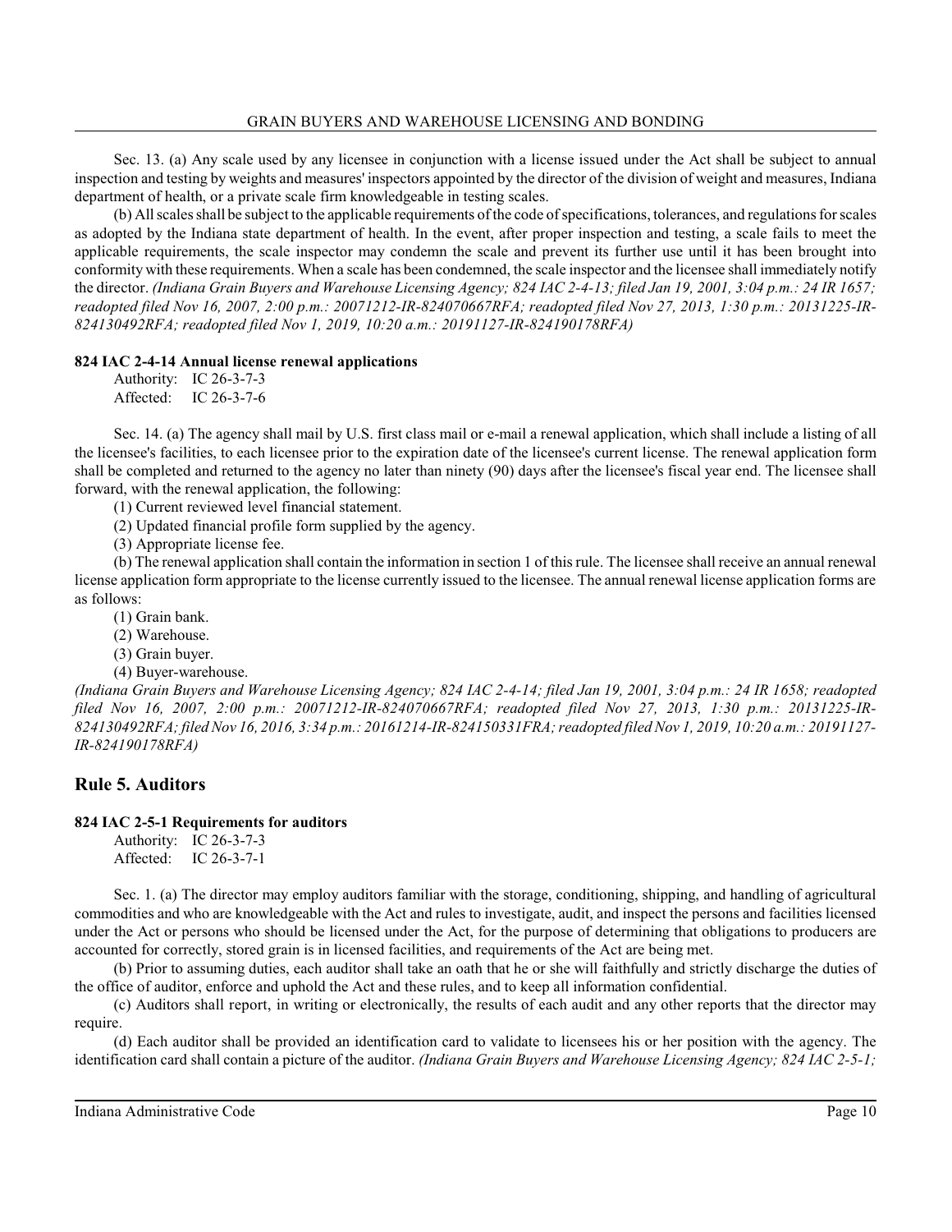Sec. 13. (a) Any scale used by any licensee in conjunction with a license issued under the Act shall be subject to annual inspection and testing by weights and measures' inspectors appointed by the director of the division of weight and measures, Indiana department of health, or a private scale firm knowledgeable in testing scales.

(b) All scales shall be subject to the applicable requirements of the code of specifications, tolerances, and regulations for scales as adopted by the Indiana state department of health. In the event, after proper inspection and testing, a scale fails to meet the applicable requirements, the scale inspector may condemn the scale and prevent its further use until it has been brought into conformity with these requirements. When a scale has been condemned, the scale inspector and the licensee shall immediately notify the director. *(Indiana Grain Buyers and Warehouse Licensing Agency; 824 IAC 2-4-13; filed Jan 19, 2001, 3:04 p.m.: 24 IR 1657; readopted filed Nov 16, 2007, 2:00 p.m.: 20071212-IR-824070667RFA; readopted filed Nov 27, 2013, 1:30 p.m.: 20131225-IR-824130492RFA; readopted filed Nov 1, 2019, 10:20 a.m.: 20191127-IR-824190178RFA)*

#### 824 IAC 2-4-14 Annual license renewal applications

Authority: IC 26-3-7-3
Affected: IC 26-3-7-6

Sec. 14. (a) The agency shall mail by U.S. first class mail or e-mail a renewal application, which shall include a listing of all the licensee's facilities, to each licensee prior to the expiration date of the licensee's current license. The renewal application form shall be completed and returned to the agency no later than ninety (90) days after the licensee's fiscal year end. The licensee shall forward, with the renewal application, the following:

(1) Current reviewed level financial statement.
(2) Updated financial profile form supplied by the agency.
(3) Appropriate license fee.

(b) The renewal application shall contain the information in section 1 of this rule. The licensee shall receive an annual renewal license application form appropriate to the license currently issued to the licensee. The annual renewal license application forms are as follows:

(1) Grain bank.
(2) Warehouse.
(3) Grain buyer.
(4) Buyer-warehouse.

*(Indiana Grain Buyers and Warehouse Licensing Agency; 824 IAC 2-4-14; filed Jan 19, 2001, 3:04 p.m.: 24 IR 1658; readopted filed Nov 16, 2007, 2:00 p.m.: 20071212-IR-824070667RFA; readopted filed Nov 27, 2013, 1:30 p.m.: 20131225-IR-824130492RFA; filed Nov 16, 2016, 3:34 p.m.: 20161214-IR-824150331FRA; readopted filed Nov 1, 2019, 10:20 a.m.: 20191127-IR-824190178RFA)*

## Rule 5. Auditors

#### 824 IAC 2-5-1 Requirements for auditors

Authority: IC 26-3-7-3
Affected: IC 26-3-7-1

Sec. 1. (a) The director may employ auditors familiar with the storage, conditioning, shipping, and handling of agricultural commodities and who are knowledgeable with the Act and rules to investigate, audit, and inspect the persons and facilities licensed under the Act or persons who should be licensed under the Act, for the purpose of determining that obligations to producers are accounted for correctly, stored grain is in licensed facilities, and requirements of the Act are being met.

(b) Prior to assuming duties, each auditor shall take an oath that he or she will faithfully and strictly discharge the duties of the office of auditor, enforce and uphold the Act and these rules, and to keep all information confidential.

(c) Auditors shall report, in writing or electronically, the results of each audit and any other reports that the director may require.

(d) Each auditor shall be provided an identification card to validate to licensees his or her position with the agency. The identification card shall contain a picture of the auditor. *(Indiana Grain Buyers and Warehouse Licensing Agency; 824 IAC 2-5-1;*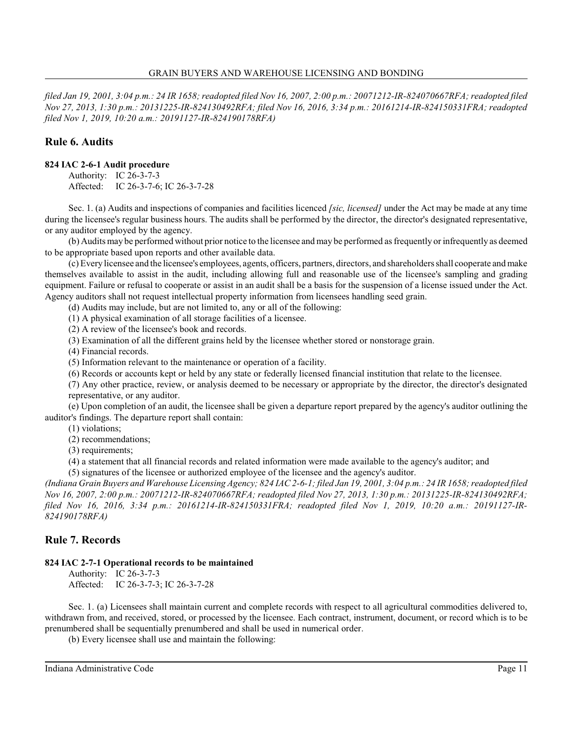*filed Jan 19, 2001, 3:04 p.m.: 24 IR 1658; readopted filed Nov 16, 2007, 2:00 p.m.: 20071212-IR-824070667RFA; readopted filed Nov 27, 2013, 1:30 p.m.: 20131225-IR-824130492RFA; filed Nov 16, 2016, 3:34 p.m.: 20161214-IR-824150331FRA; readopted filed Nov 1, 2019, 10:20 a.m.: 20191127-IR-824190178RFA)*

## Rule 6. Audits

**824 IAC 2-6-1 Audit procedure**

Authority: IC 26-3-7-3
Affected: IC 26-3-7-6; IC 26-3-7-28

Sec. 1. (a) Audits and inspections of companies and facilities licenced *[sic, licensed]* under the Act may be made at any time during the licensee's regular business hours. The audits shall be performed by the director, the director's designated representative, or any auditor employed by the agency.

(b) Audits may be performed without prior notice to the licensee and may be performed as frequently or infrequently as deemed to be appropriate based upon reports and other available data.

(c) Every licensee and the licensee's employees, agents, officers, partners, directors, and shareholders shall cooperate and make themselves available to assist in the audit, including allowing full and reasonable use of the licensee's sampling and grading equipment. Failure or refusal to cooperate or assist in an audit shall be a basis for the suspension of a license issued under the Act. Agency auditors shall not request intellectual property information from licensees handling seed grain.

(d) Audits may include, but are not limited to, any or all of the following:

(1) A physical examination of all storage facilities of a licensee.

(2) A review of the licensee's book and records.

(3) Examination of all the different grains held by the licensee whether stored or nonstorage grain.

(4) Financial records.

(5) Information relevant to the maintenance or operation of a facility.

(6) Records or accounts kept or held by any state or federally licensed financial institution that relate to the licensee.

(7) Any other practice, review, or analysis deemed to be necessary or appropriate by the director, the director's designated representative, or any auditor.

(e) Upon completion of an audit, the licensee shall be given a departure report prepared by the agency's auditor outlining the auditor's findings. The departure report shall contain:

(1) violations;

(2) recommendations;

(3) requirements;

(4) a statement that all financial records and related information were made available to the agency's auditor; and

(5) signatures of the licensee or authorized employee of the licensee and the agency's auditor.

*(Indiana Grain Buyers and Warehouse Licensing Agency; 824 IAC 2-6-1; filed Jan 19, 2001, 3:04 p.m.: 24 IR 1658; readopted filed Nov 16, 2007, 2:00 p.m.: 20071212-IR-824070667RFA; readopted filed Nov 27, 2013, 1:30 p.m.: 20131225-IR-824130492RFA; filed Nov 16, 2016, 3:34 p.m.: 20161214-IR-824150331FRA; readopted filed Nov 1, 2019, 10:20 a.m.: 20191127-IR-824190178RFA)*

## Rule 7. Records

**824 IAC 2-7-1 Operational records to be maintained**

Authority: IC 26-3-7-3
Affected: IC 26-3-7-3; IC 26-3-7-28

Sec. 1. (a) Licensees shall maintain current and complete records with respect to all agricultural commodities delivered to, withdrawn from, and received, stored, or processed by the licensee. Each contract, instrument, document, or record which is to be prenumbered shall be sequentially prenumbered and shall be used in numerical order.

(b) Every licensee shall use and maintain the following: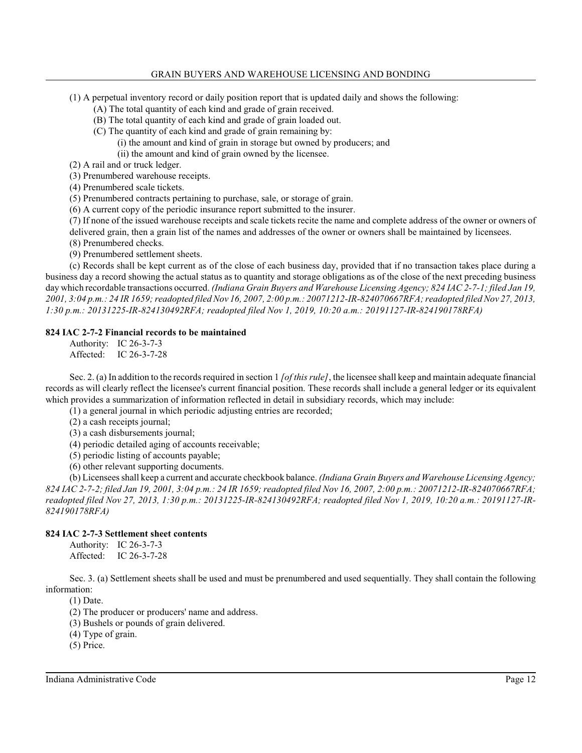(1) A perpetual inventory record or daily position report that is updated daily and shows the following:

(A) The total quantity of each kind and grade of grain received.

(B) The total quantity of each kind and grade of grain loaded out.

(C) The quantity of each kind and grade of grain remaining by:

(i) the amount and kind of grain in storage but owned by producers; and

(ii) the amount and kind of grain owned by the licensee.

(2) A rail and or truck ledger.

(3) Prenumbered warehouse receipts.

(4) Prenumbered scale tickets.

(5) Prenumbered contracts pertaining to purchase, sale, or storage of grain.

(6) A current copy of the periodic insurance report submitted to the insurer.

(7) If none of the issued warehouse receipts and scale tickets recite the name and complete address of the owner or owners of delivered grain, then a grain list of the names and addresses of the owner or owners shall be maintained by licensees.

(8) Prenumbered checks.

(9) Prenumbered settlement sheets.

(c) Records shall be kept current as of the close of each business day, provided that if no transaction takes place during a business day a record showing the actual status as to quantity and storage obligations as of the close of the next preceding business day which recordable transactions occurred. *(Indiana Grain Buyers and Warehouse Licensing Agency; 824 IAC 2-7-1; filed Jan 19, 2001, 3:04 p.m.: 24 IR 1659; readopted filed Nov 16, 2007, 2:00 p.m.: 20071212-IR-824070667RFA; readopted filed Nov 27, 2013, 1:30 p.m.: 20131225-IR-824130492RFA; readopted filed Nov 1, 2019, 10:20 a.m.: 20191127-IR-824190178RFA)*

**824 IAC 2-7-2 Financial records to be maintained**

Authority: IC 26-3-7-3
Affected: IC 26-3-7-28

Sec. 2. (a) In addition to the records required in section 1 *[of this rule]*, the licensee shall keep and maintain adequate financial records as will clearly reflect the licensee's current financial position. These records shall include a general ledger or its equivalent which provides a summarization of information reflected in detail in subsidiary records, which may include:

(1) a general journal in which periodic adjusting entries are recorded;

(2) a cash receipts journal;

(3) a cash disbursements journal;

(4) periodic detailed aging of accounts receivable;

(5) periodic listing of accounts payable;

(6) other relevant supporting documents.

(b) Licensees shall keep a current and accurate checkbook balance. *(Indiana Grain Buyers and Warehouse Licensing Agency; 824 IAC 2-7-2; filed Jan 19, 2001, 3:04 p.m.: 24 IR 1659; readopted filed Nov 16, 2007, 2:00 p.m.: 20071212-IR-824070667RFA; readopted filed Nov 27, 2013, 1:30 p.m.: 20131225-IR-824130492RFA; readopted filed Nov 1, 2019, 10:20 a.m.: 20191127-IR-824190178RFA)*

**824 IAC 2-7-3 Settlement sheet contents**

Authority: IC 26-3-7-3
Affected: IC 26-3-7-28

Sec. 3. (a) Settlement sheets shall be used and must be prenumbered and used sequentially. They shall contain the following information:

(1) Date.

(2) The producer or producers' name and address.

(3) Bushels or pounds of grain delivered.

(4) Type of grain.

(5) Price.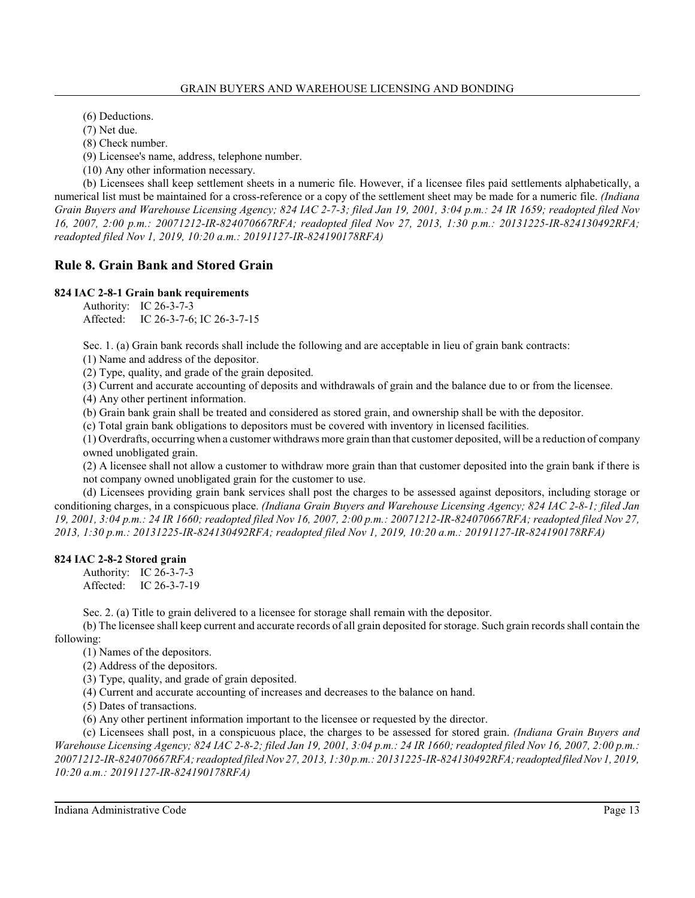(6) Deductions.

(7) Net due.

(8) Check number.

(9) Licensee's name, address, telephone number.

(10) Any other information necessary.

(b) Licensees shall keep settlement sheets in a numeric file. However, if a licensee files paid settlements alphabetically, a numerical list must be maintained for a cross-reference or a copy of the settlement sheet may be made for a numeric file. *(Indiana Grain Buyers and Warehouse Licensing Agency; 824 IAC 2-7-3; filed Jan 19, 2001, 3:04 p.m.: 24 IR 1659; readopted filed Nov 16, 2007, 2:00 p.m.: 20071212-IR-824070667RFA; readopted filed Nov 27, 2013, 1:30 p.m.: 20131225-IR-824130492RFA; readopted filed Nov 1, 2019, 10:20 a.m.: 20191127-IR-824190178RFA)*

## Rule 8. Grain Bank and Stored Grain

### 824 IAC 2-8-1 Grain bank requirements

Authority: IC 26-3-7-3
Affected: IC 26-3-7-6; IC 26-3-7-15

Sec. 1. (a) Grain bank records shall include the following and are acceptable in lieu of grain bank contracts:

(1) Name and address of the depositor.

(2) Type, quality, and grade of the grain deposited.

(3) Current and accurate accounting of deposits and withdrawals of grain and the balance due to or from the licensee.

(4) Any other pertinent information.

(b) Grain bank grain shall be treated and considered as stored grain, and ownership shall be with the depositor.

(c) Total grain bank obligations to depositors must be covered with inventory in licensed facilities.

(1) Overdrafts, occurring when a customer withdraws more grain than that customer deposited, will be a reduction of company owned unobligated grain.

(2) A licensee shall not allow a customer to withdraw more grain than that customer deposited into the grain bank if there is not company owned unobligated grain for the customer to use.

(d) Licensees providing grain bank services shall post the charges to be assessed against depositors, including storage or conditioning charges, in a conspicuous place. *(Indiana Grain Buyers and Warehouse Licensing Agency; 824 IAC 2-8-1; filed Jan 19, 2001, 3:04 p.m.: 24 IR 1660; readopted filed Nov 16, 2007, 2:00 p.m.: 20071212-IR-824070667RFA; readopted filed Nov 27, 2013, 1:30 p.m.: 20131225-IR-824130492RFA; readopted filed Nov 1, 2019, 10:20 a.m.: 20191127-IR-824190178RFA)*

### 824 IAC 2-8-2 Stored grain

Authority: IC 26-3-7-3
Affected: IC 26-3-7-19

Sec. 2. (a) Title to grain delivered to a licensee for storage shall remain with the depositor.

(b) The licensee shall keep current and accurate records of all grain deposited for storage. Such grain records shall contain the following:

(1) Names of the depositors.

(2) Address of the depositors.

(3) Type, quality, and grade of grain deposited.

(4) Current and accurate accounting of increases and decreases to the balance on hand.

(5) Dates of transactions.

(6) Any other pertinent information important to the licensee or requested by the director.

(c) Licensees shall post, in a conspicuous place, the charges to be assessed for stored grain. *(Indiana Grain Buyers and Warehouse Licensing Agency; 824 IAC 2-8-2; filed Jan 19, 2001, 3:04 p.m.: 24 IR 1660; readopted filed Nov 16, 2007, 2:00 p.m.: 20071212-IR-824070667RFA; readopted filed Nov 27, 2013, 1:30 p.m.: 20131225-IR-824130492RFA; readopted filed Nov 1, 2019, 10:20 a.m.: 20191127-IR-824190178RFA)*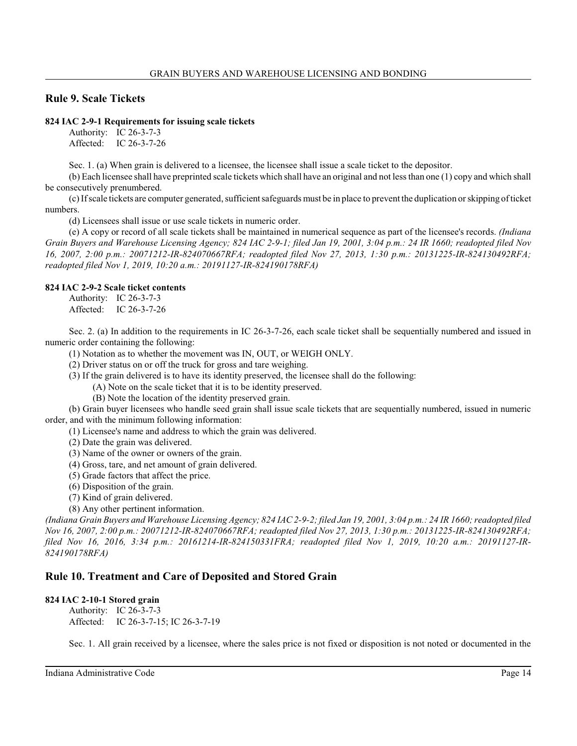## Rule 9. Scale Tickets

**824 IAC 2-9-1 Requirements for issuing scale tickets**

Authority: IC 26-3-7-3
Affected: IC 26-3-7-26

Sec. 1. (a) When grain is delivered to a licensee, the licensee shall issue a scale ticket to the depositor.

(b) Each licensee shall have preprinted scale tickets which shall have an original and not less than one (1) copy and which shall be consecutively prenumbered.

(c) If scale tickets are computer generated, sufficient safeguards must be in place to prevent the duplication or skipping of ticket numbers.

(d) Licensees shall issue or use scale tickets in numeric order.

(e) A copy or record of all scale tickets shall be maintained in numerical sequence as part of the licensee's records. *(Indiana Grain Buyers and Warehouse Licensing Agency; 824 IAC 2-9-1; filed Jan 19, 2001, 3:04 p.m.: 24 IR 1660; readopted filed Nov 16, 2007, 2:00 p.m.: 20071212-IR-824070667RFA; readopted filed Nov 27, 2013, 1:30 p.m.: 20131225-IR-824130492RFA; readopted filed Nov 1, 2019, 10:20 a.m.: 20191127-IR-824190178RFA)*

**824 IAC 2-9-2 Scale ticket contents**

Authority: IC 26-3-7-3
Affected: IC 26-3-7-26

Sec. 2. (a) In addition to the requirements in IC 26-3-7-26, each scale ticket shall be sequentially numbered and issued in numeric order containing the following:

(1) Notation as to whether the movement was IN, OUT, or WEIGH ONLY.

(2) Driver status on or off the truck for gross and tare weighing.

(3) If the grain delivered is to have its identity preserved, the licensee shall do the following:

(A) Note on the scale ticket that it is to be identity preserved.

(B) Note the location of the identity preserved grain.

(b) Grain buyer licensees who handle seed grain shall issue scale tickets that are sequentially numbered, issued in numeric order, and with the minimum following information:

(1) Licensee's name and address to which the grain was delivered.

(2) Date the grain was delivered.

(3) Name of the owner or owners of the grain.

(4) Gross, tare, and net amount of grain delivered.

(5) Grade factors that affect the price.

(6) Disposition of the grain.

(7) Kind of grain delivered.

(8) Any other pertinent information.

*(Indiana Grain Buyers and Warehouse Licensing Agency; 824 IAC 2-9-2; filed Jan 19, 2001, 3:04 p.m.: 24 IR 1660; readopted filed Nov 16, 2007, 2:00 p.m.: 20071212-IR-824070667RFA; readopted filed Nov 27, 2013, 1:30 p.m.: 20131225-IR-824130492RFA; filed Nov 16, 2016, 3:34 p.m.: 20161214-IR-824150331FRA; readopted filed Nov 1, 2019, 10:20 a.m.: 20191127-IR-824190178RFA)*

## Rule 10. Treatment and Care of Deposited and Stored Grain

**824 IAC 2-10-1 Stored grain**

Authority: IC 26-3-7-3
Affected: IC 26-3-7-15; IC 26-3-7-19

Sec. 1. All grain received by a licensee, where the sales price is not fixed or disposition is not noted or documented in the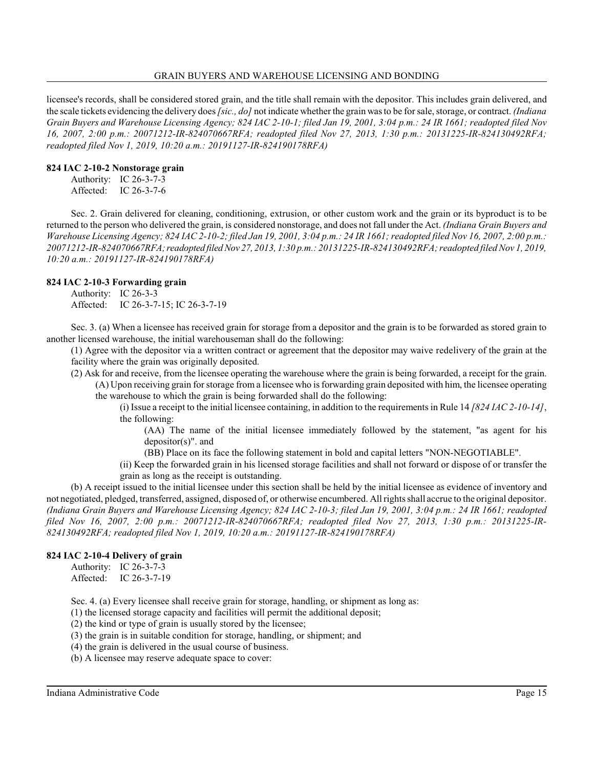licensee's records, shall be considered stored grain, and the title shall remain with the depositor. This includes grain delivered, and the scale tickets evidencing the delivery does *[sic., do]* not indicate whether the grain was to be for sale, storage, or contract. *(Indiana Grain Buyers and Warehouse Licensing Agency; 824 IAC 2-10-1; filed Jan 19, 2001, 3:04 p.m.: 24 IR 1661; readopted filed Nov 16, 2007, 2:00 p.m.: 20071212-IR-824070667RFA; readopted filed Nov 27, 2013, 1:30 p.m.: 20131225-IR-824130492RFA; readopted filed Nov 1, 2019, 10:20 a.m.: 20191127-IR-824190178RFA)*

### 824 IAC 2-10-2 Nonstorage grain

Authority: IC 26-3-7-3
Affected: IC 26-3-7-6

Sec. 2. Grain delivered for cleaning, conditioning, extrusion, or other custom work and the grain or its byproduct is to be returned to the person who delivered the grain, is considered nonstorage, and does not fall under the Act. *(Indiana Grain Buyers and Warehouse Licensing Agency; 824 IAC 2-10-2; filed Jan 19, 2001, 3:04 p.m.: 24 IR 1661; readopted filed Nov 16, 2007, 2:00 p.m.: 20071212-IR-824070667RFA; readopted filed Nov 27, 2013, 1:30 p.m.: 20131225-IR-824130492RFA; readopted filed Nov 1, 2019, 10:20 a.m.: 20191127-IR-824190178RFA)*

### 824 IAC 2-10-3 Forwarding grain

Authority: IC 26-3-3
Affected: IC 26-3-7-15; IC 26-3-7-19

Sec. 3. (a) When a licensee has received grain for storage from a depositor and the grain is to be forwarded as stored grain to another licensed warehouse, the initial warehouseman shall do the following:

(1) Agree with the depositor via a written contract or agreement that the depositor may waive redelivery of the grain at the facility where the grain was originally deposited.

(2) Ask for and receive, from the licensee operating the warehouse where the grain is being forwarded, a receipt for the grain.

(A) Upon receiving grain for storage from a licensee who is forwarding grain deposited with him, the licensee operating the warehouse to which the grain is being forwarded shall do the following:

(i) Issue a receipt to the initial licensee containing, in addition to the requirements in Rule 14 *[824 IAC 2-10-14]*, the following:

(AA) The name of the initial licensee immediately followed by the statement, "as agent for his depositor(s)". and

(BB) Place on its face the following statement in bold and capital letters "NON-NEGOTIABLE".

(ii) Keep the forwarded grain in his licensed storage facilities and shall not forward or dispose of or transfer the grain as long as the receipt is outstanding.

(b) A receipt issued to the initial licensee under this section shall be held by the initial licensee as evidence of inventory and not negotiated, pledged, transferred, assigned, disposed of, or otherwise encumbered. All rights shall accrue to the original depositor. *(Indiana Grain Buyers and Warehouse Licensing Agency; 824 IAC 2-10-3; filed Jan 19, 2001, 3:04 p.m.: 24 IR 1661; readopted filed Nov 16, 2007, 2:00 p.m.: 20071212-IR-824070667RFA; readopted filed Nov 27, 2013, 1:30 p.m.: 20131225-IR-824130492RFA; readopted filed Nov 1, 2019, 10:20 a.m.: 20191127-IR-824190178RFA)*

### 824 IAC 2-10-4 Delivery of grain

Authority: IC 26-3-7-3
Affected: IC 26-3-7-19

Sec. 4. (a) Every licensee shall receive grain for storage, handling, or shipment as long as:

(1) the licensed storage capacity and facilities will permit the additional deposit;
(2) the kind or type of grain is usually stored by the licensee;
(3) the grain is in suitable condition for storage, handling, or shipment; and
(4) the grain is delivered in the usual course of business.

(b) A licensee may reserve adequate space to cover: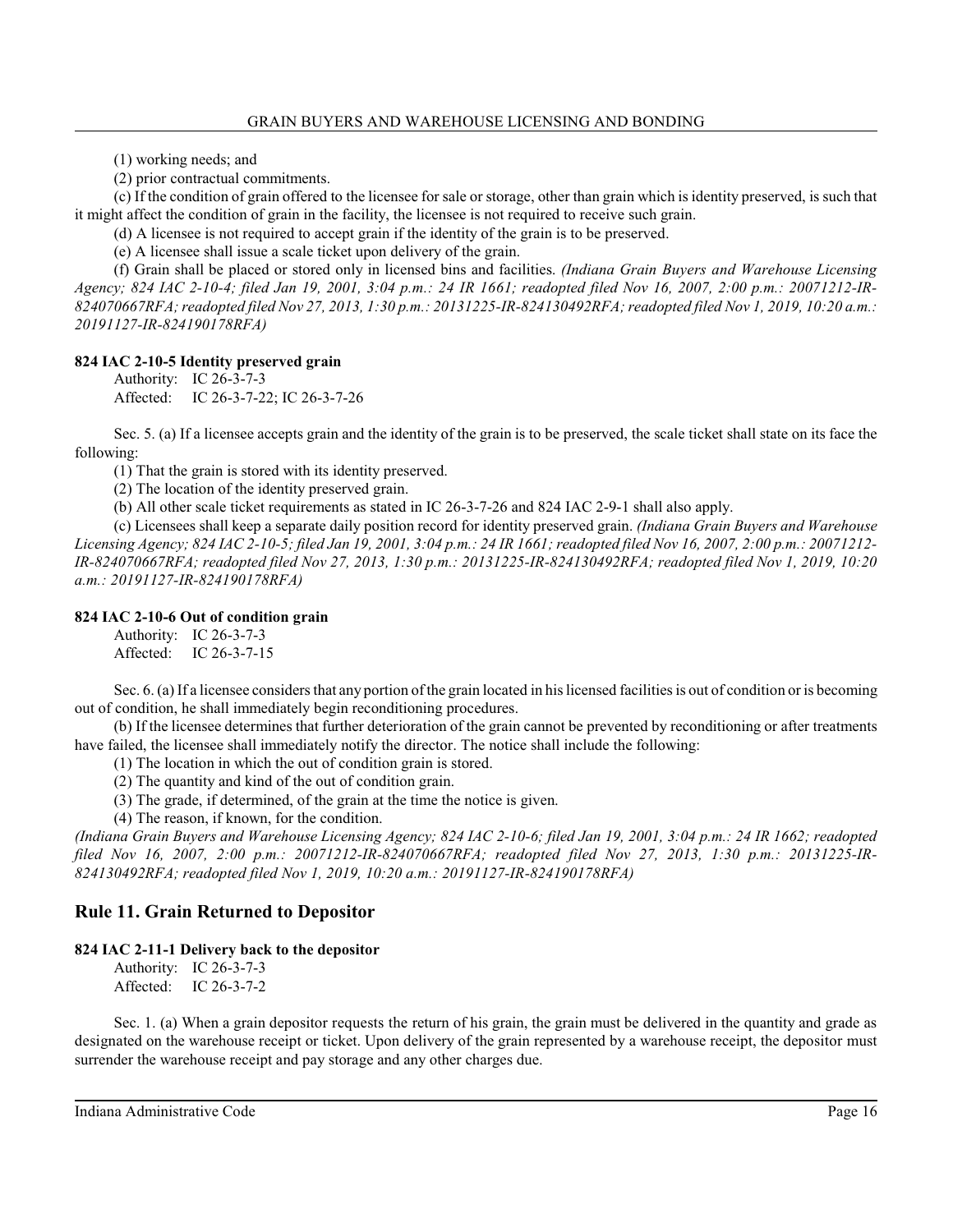(1) working needs; and

(2) prior contractual commitments.

(c) If the condition of grain offered to the licensee for sale or storage, other than grain which is identity preserved, is such that it might affect the condition of grain in the facility, the licensee is not required to receive such grain.

(d) A licensee is not required to accept grain if the identity of the grain is to be preserved.

(e) A licensee shall issue a scale ticket upon delivery of the grain.

(f) Grain shall be placed or stored only in licensed bins and facilities. *(Indiana Grain Buyers and Warehouse Licensing Agency; 824 IAC 2-10-4; filed Jan 19, 2001, 3:04 p.m.: 24 IR 1661; readopted filed Nov 16, 2007, 2:00 p.m.: 20071212-IR-824070667RFA; readopted filed Nov 27, 2013, 1:30 p.m.: 20131225-IR-824130492RFA; readopted filed Nov 1, 2019, 10:20 a.m.: 20191127-IR-824190178RFA)*

#### 824 IAC 2-10-5 Identity preserved grain

Authority: IC 26-3-7-3
Affected: IC 26-3-7-22; IC 26-3-7-26

Sec. 5. (a) If a licensee accepts grain and the identity of the grain is to be preserved, the scale ticket shall state on its face the following:

(1) That the grain is stored with its identity preserved.

(2) The location of the identity preserved grain.

(b) All other scale ticket requirements as stated in IC 26-3-7-26 and 824 IAC 2-9-1 shall also apply.

(c) Licensees shall keep a separate daily position record for identity preserved grain. *(Indiana Grain Buyers and Warehouse Licensing Agency; 824 IAC 2-10-5; filed Jan 19, 2001, 3:04 p.m.: 24 IR 1661; readopted filed Nov 16, 2007, 2:00 p.m.: 20071212-IR-824070667RFA; readopted filed Nov 27, 2013, 1:30 p.m.: 20131225-IR-824130492RFA; readopted filed Nov 1, 2019, 10:20 a.m.: 20191127-IR-824190178RFA)*

#### 824 IAC 2-10-6 Out of condition grain

Authority: IC 26-3-7-3
Affected: IC 26-3-7-15

Sec. 6. (a) If a licensee considers that any portion of the grain located in his licensed facilities is out of condition or is becoming out of condition, he shall immediately begin reconditioning procedures.

(b) If the licensee determines that further deterioration of the grain cannot be prevented by reconditioning or after treatments have failed, the licensee shall immediately notify the director. The notice shall include the following:

(1) The location in which the out of condition grain is stored.

(2) The quantity and kind of the out of condition grain.

(3) The grade, if determined, of the grain at the time the notice is given.

(4) The reason, if known, for the condition.

*(Indiana Grain Buyers and Warehouse Licensing Agency; 824 IAC 2-10-6; filed Jan 19, 2001, 3:04 p.m.: 24 IR 1662; readopted filed Nov 16, 2007, 2:00 p.m.: 20071212-IR-824070667RFA; readopted filed Nov 27, 2013, 1:30 p.m.: 20131225-IR-824130492RFA; readopted filed Nov 1, 2019, 10:20 a.m.: 20191127-IR-824190178RFA)*

## Rule 11. Grain Returned to Depositor

#### 824 IAC 2-11-1 Delivery back to the depositor

Authority: IC 26-3-7-3
Affected: IC 26-3-7-2

Sec. 1. (a) When a grain depositor requests the return of his grain, the grain must be delivered in the quantity and grade as designated on the warehouse receipt or ticket. Upon delivery of the grain represented by a warehouse receipt, the depositor must surrender the warehouse receipt and pay storage and any other charges due.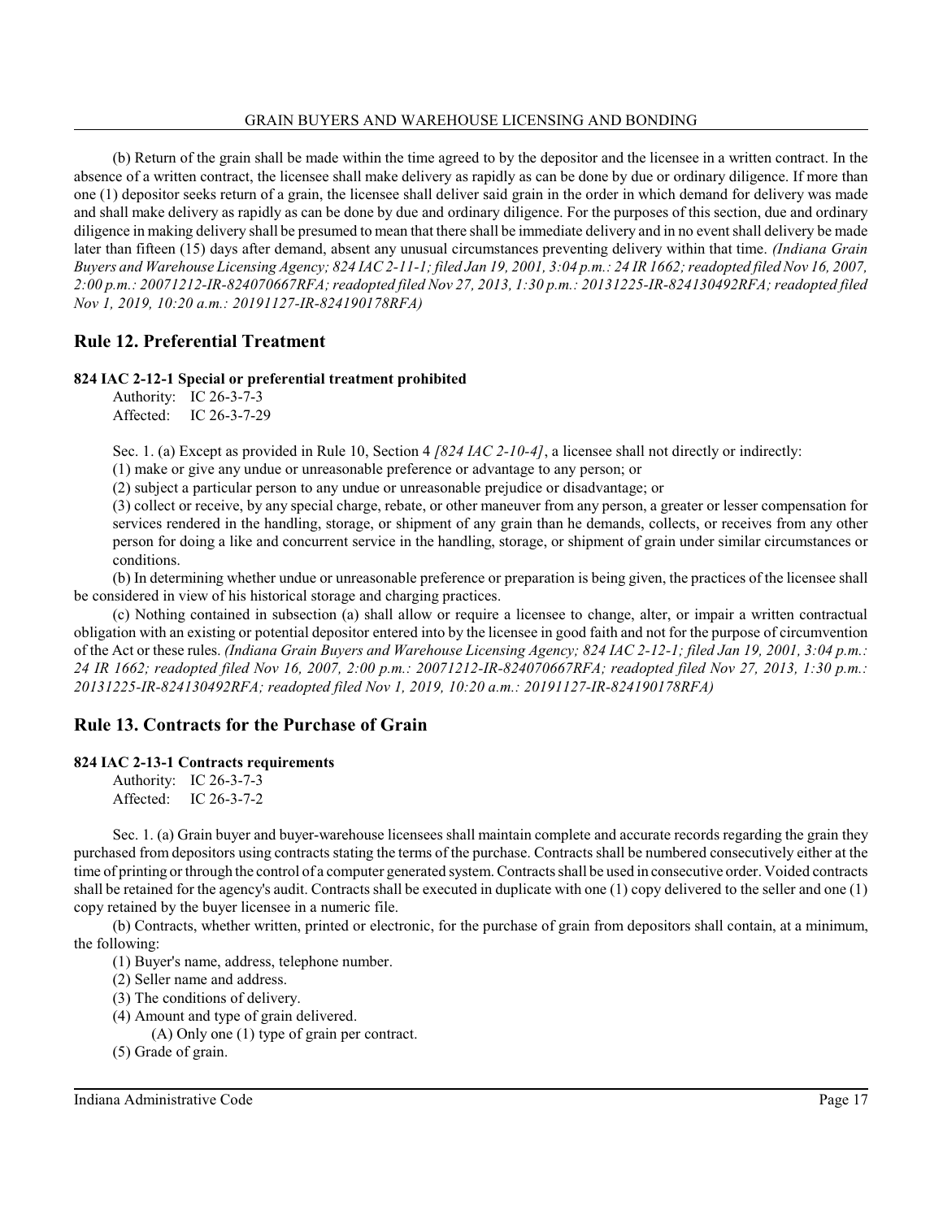(b) Return of the grain shall be made within the time agreed to by the depositor and the licensee in a written contract. In the absence of a written contract, the licensee shall make delivery as rapidly as can be done by due or ordinary diligence. If more than one (1) depositor seeks return of a grain, the licensee shall deliver said grain in the order in which demand for delivery was made and shall make delivery as rapidly as can be done by due and ordinary diligence. For the purposes of this section, due and ordinary diligence in making delivery shall be presumed to mean that there shall be immediate delivery and in no event shall delivery be made later than fifteen (15) days after demand, absent any unusual circumstances preventing delivery within that time. *(Indiana Grain Buyers and Warehouse Licensing Agency; 824 IAC 2-11-1; filed Jan 19, 2001, 3:04 p.m.: 24 IR 1662; readopted filed Nov 16, 2007, 2:00 p.m.: 20071212-IR-824070667RFA; readopted filed Nov 27, 2013, 1:30 p.m.: 20131225-IR-824130492RFA; readopted filed Nov 1, 2019, 10:20 a.m.: 20191127-IR-824190178RFA)*

## Rule 12. Preferential Treatment

**824 IAC 2-12-1 Special or preferential treatment prohibited**

Authority: IC 26-3-7-3
Affected: IC 26-3-7-29

Sec. 1. (a) Except as provided in Rule 10, Section 4 *[824 IAC 2-10-4]*, a licensee shall not directly or indirectly:

(1) make or give any undue or unreasonable preference or advantage to any person; or

(2) subject a particular person to any undue or unreasonable prejudice or disadvantage; or

(3) collect or receive, by any special charge, rebate, or other maneuver from any person, a greater or lesser compensation for services rendered in the handling, storage, or shipment of any grain than he demands, collects, or receives from any other person for doing a like and concurrent service in the handling, storage, or shipment of grain under similar circumstances or conditions.

(b) In determining whether undue or unreasonable preference or preparation is being given, the practices of the licensee shall be considered in view of his historical storage and charging practices.

(c) Nothing contained in subsection (a) shall allow or require a licensee to change, alter, or impair a written contractual obligation with an existing or potential depositor entered into by the licensee in good faith and not for the purpose of circumvention of the Act or these rules. *(Indiana Grain Buyers and Warehouse Licensing Agency; 824 IAC 2-12-1; filed Jan 19, 2001, 3:04 p.m.: 24 IR 1662; readopted filed Nov 16, 2007, 2:00 p.m.: 20071212-IR-824070667RFA; readopted filed Nov 27, 2013, 1:30 p.m.: 20131225-IR-824130492RFA; readopted filed Nov 1, 2019, 10:20 a.m.: 20191127-IR-824190178RFA)*

## Rule 13. Contracts for the Purchase of Grain

**824 IAC 2-13-1 Contracts requirements**

Authority: IC 26-3-7-3
Affected: IC 26-3-7-2

Sec. 1. (a) Grain buyer and buyer-warehouse licensees shall maintain complete and accurate records regarding the grain they purchased from depositors using contracts stating the terms of the purchase. Contracts shall be numbered consecutively either at the time of printing or through the control of a computer generated system. Contracts shall be used in consecutive order. Voided contracts shall be retained for the agency's audit. Contracts shall be executed in duplicate with one (1) copy delivered to the seller and one (1) copy retained by the buyer licensee in a numeric file.

(b) Contracts, whether written, printed or electronic, for the purchase of grain from depositors shall contain, at a minimum, the following:

(1) Buyer's name, address, telephone number.

(2) Seller name and address.

(3) The conditions of delivery.

(4) Amount and type of grain delivered.

(A) Only one (1) type of grain per contract.

(5) Grade of grain.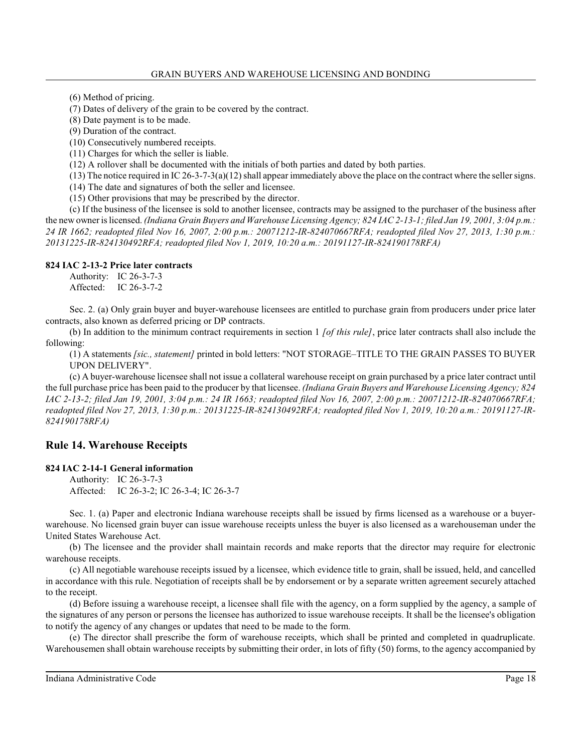(6) Method of pricing.

(7) Dates of delivery of the grain to be covered by the contract.

(8) Date payment is to be made.

(9) Duration of the contract.

(10) Consecutively numbered receipts.

(11) Charges for which the seller is liable.

(12) A rollover shall be documented with the initials of both parties and dated by both parties.

(13) The notice required in IC 26-3-7-3(a)(12) shall appear immediately above the place on the contract where the seller signs.

(14) The date and signatures of both the seller and licensee.

(15) Other provisions that may be prescribed by the director.

(c) If the business of the licensee is sold to another licensee, contracts may be assigned to the purchaser of the business after the new owner is licensed. *(Indiana Grain Buyers and Warehouse Licensing Agency; 824 IAC 2-13-1; filed Jan 19, 2001, 3:04 p.m.: 24 IR 1662; readopted filed Nov 16, 2007, 2:00 p.m.: 20071212-IR-824070667RFA; readopted filed Nov 27, 2013, 1:30 p.m.: 20131225-IR-824130492RFA; readopted filed Nov 1, 2019, 10:20 a.m.: 20191127-IR-824190178RFA)*

**824 IAC 2-13-2 Price later contracts**

Authority: IC 26-3-7-3
Affected: IC 26-3-7-2

Sec. 2. (a) Only grain buyer and buyer-warehouse licensees are entitled to purchase grain from producers under price later contracts, also known as deferred pricing or DP contracts.

(b) In addition to the minimum contract requirements in section 1 *[of this rule]*, price later contracts shall also include the following:

(1) A statements *[sic., statement]* printed in bold letters: "NOT STORAGE–TITLE TO THE GRAIN PASSES TO BUYER UPON DELIVERY".

(c) A buyer-warehouse licensee shall not issue a collateral warehouse receipt on grain purchased by a price later contract until the full purchase price has been paid to the producer by that licensee. *(Indiana Grain Buyers and Warehouse Licensing Agency; 824 IAC 2-13-2; filed Jan 19, 2001, 3:04 p.m.: 24 IR 1663; readopted filed Nov 16, 2007, 2:00 p.m.: 20071212-IR-824070667RFA; readopted filed Nov 27, 2013, 1:30 p.m.: 20131225-IR-824130492RFA; readopted filed Nov 1, 2019, 10:20 a.m.: 20191127-IR-824190178RFA)*

## Rule 14. Warehouse Receipts

**824 IAC 2-14-1 General information**

Authority: IC 26-3-7-3
Affected: IC 26-3-2; IC 26-3-4; IC 26-3-7

Sec. 1. (a) Paper and electronic Indiana warehouse receipts shall be issued by firms licensed as a warehouse or a buyer-warehouse. No licensed grain buyer can issue warehouse receipts unless the buyer is also licensed as a warehouseman under the United States Warehouse Act.

(b) The licensee and the provider shall maintain records and make reports that the director may require for electronic warehouse receipts.

(c) All negotiable warehouse receipts issued by a licensee, which evidence title to grain, shall be issued, held, and cancelled in accordance with this rule. Negotiation of receipts shall be by endorsement or by a separate written agreement securely attached to the receipt.

(d) Before issuing a warehouse receipt, a licensee shall file with the agency, on a form supplied by the agency, a sample of the signatures of any person or persons the licensee has authorized to issue warehouse receipts. It shall be the licensee's obligation to notify the agency of any changes or updates that need to be made to the form.

(e) The director shall prescribe the form of warehouse receipts, which shall be printed and completed in quadruplicate. Warehousemen shall obtain warehouse receipts by submitting their order, in lots of fifty (50) forms, to the agency accompanied by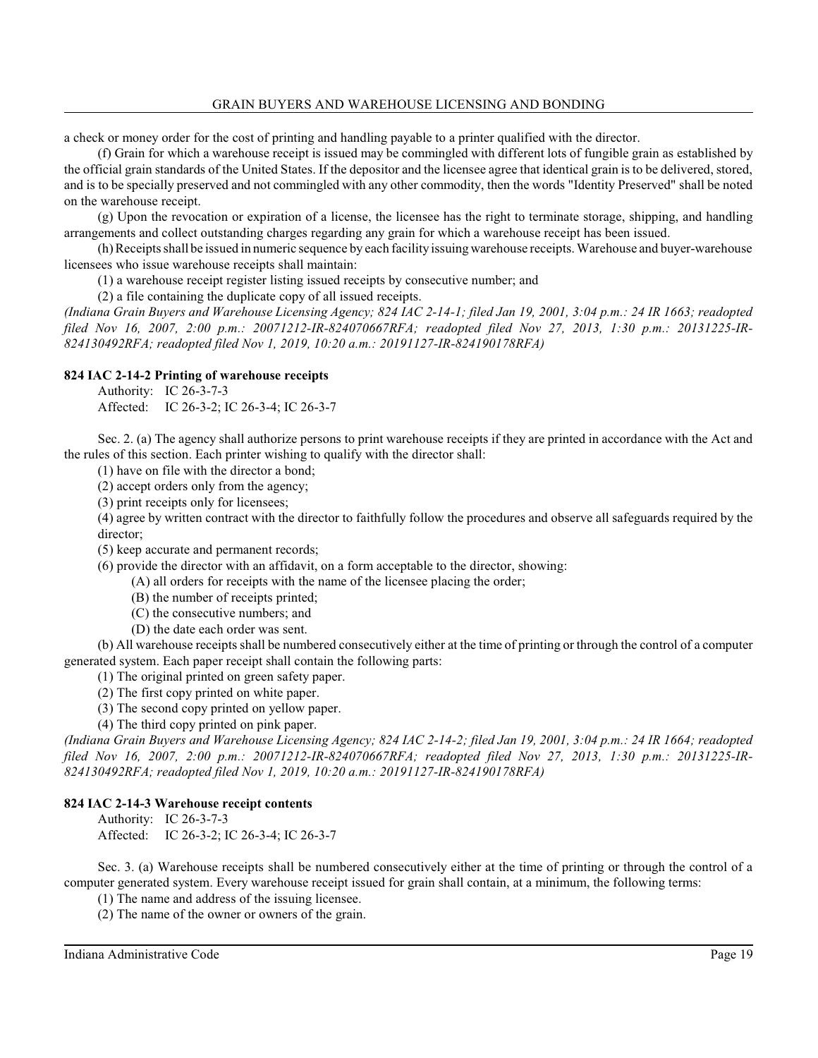a check or money order for the cost of printing and handling payable to a printer qualified with the director.

(f) Grain for which a warehouse receipt is issued may be commingled with different lots of fungible grain as established by the official grain standards of the United States. If the depositor and the licensee agree that identical grain is to be delivered, stored, and is to be specially preserved and not commingled with any other commodity, then the words "Identity Preserved" shall be noted on the warehouse receipt.

(g) Upon the revocation or expiration of a license, the licensee has the right to terminate storage, shipping, and handling arrangements and collect outstanding charges regarding any grain for which a warehouse receipt has been issued.

(h) Receipts shall be issued in numeric sequence by each facility issuing warehouse receipts. Warehouse and buyer-warehouse licensees who issue warehouse receipts shall maintain:

(1) a warehouse receipt register listing issued receipts by consecutive number; and

(2) a file containing the duplicate copy of all issued receipts.

*(Indiana Grain Buyers and Warehouse Licensing Agency; 824 IAC 2-14-1; filed Jan 19, 2001, 3:04 p.m.: 24 IR 1663; readopted filed Nov 16, 2007, 2:00 p.m.: 20071212-IR-824070667RFA; readopted filed Nov 27, 2013, 1:30 p.m.: 20131225-IR-824130492RFA; readopted filed Nov 1, 2019, 10:20 a.m.: 20191127-IR-824190178RFA)*

**824 IAC 2-14-2 Printing of warehouse receipts**

Authority: IC 26-3-7-3
Affected: IC 26-3-2; IC 26-3-4; IC 26-3-7

Sec. 2. (a) The agency shall authorize persons to print warehouse receipts if they are printed in accordance with the Act and the rules of this section. Each printer wishing to qualify with the director shall:

(1) have on file with the director a bond;

(2) accept orders only from the agency;

(3) print receipts only for licensees;

(4) agree by written contract with the director to faithfully follow the procedures and observe all safeguards required by the director;

(5) keep accurate and permanent records;

(6) provide the director with an affidavit, on a form acceptable to the director, showing:

(A) all orders for receipts with the name of the licensee placing the order;

(B) the number of receipts printed;

(C) the consecutive numbers; and

(D) the date each order was sent.

(b) All warehouse receipts shall be numbered consecutively either at the time of printing or through the control of a computer generated system. Each paper receipt shall contain the following parts:

(1) The original printed on green safety paper.

(2) The first copy printed on white paper.

(3) The second copy printed on yellow paper.

(4) The third copy printed on pink paper.

*(Indiana Grain Buyers and Warehouse Licensing Agency; 824 IAC 2-14-2; filed Jan 19, 2001, 3:04 p.m.: 24 IR 1664; readopted filed Nov 16, 2007, 2:00 p.m.: 20071212-IR-824070667RFA; readopted filed Nov 27, 2013, 1:30 p.m.: 20131225-IR-824130492RFA; readopted filed Nov 1, 2019, 10:20 a.m.: 20191127-IR-824190178RFA)*

**824 IAC 2-14-3 Warehouse receipt contents**

Authority: IC 26-3-7-3
Affected: IC 26-3-2; IC 26-3-4; IC 26-3-7

Sec. 3. (a) Warehouse receipts shall be numbered consecutively either at the time of printing or through the control of a computer generated system. Every warehouse receipt issued for grain shall contain, at a minimum, the following terms:

(1) The name and address of the issuing licensee.

(2) The name of the owner or owners of the grain.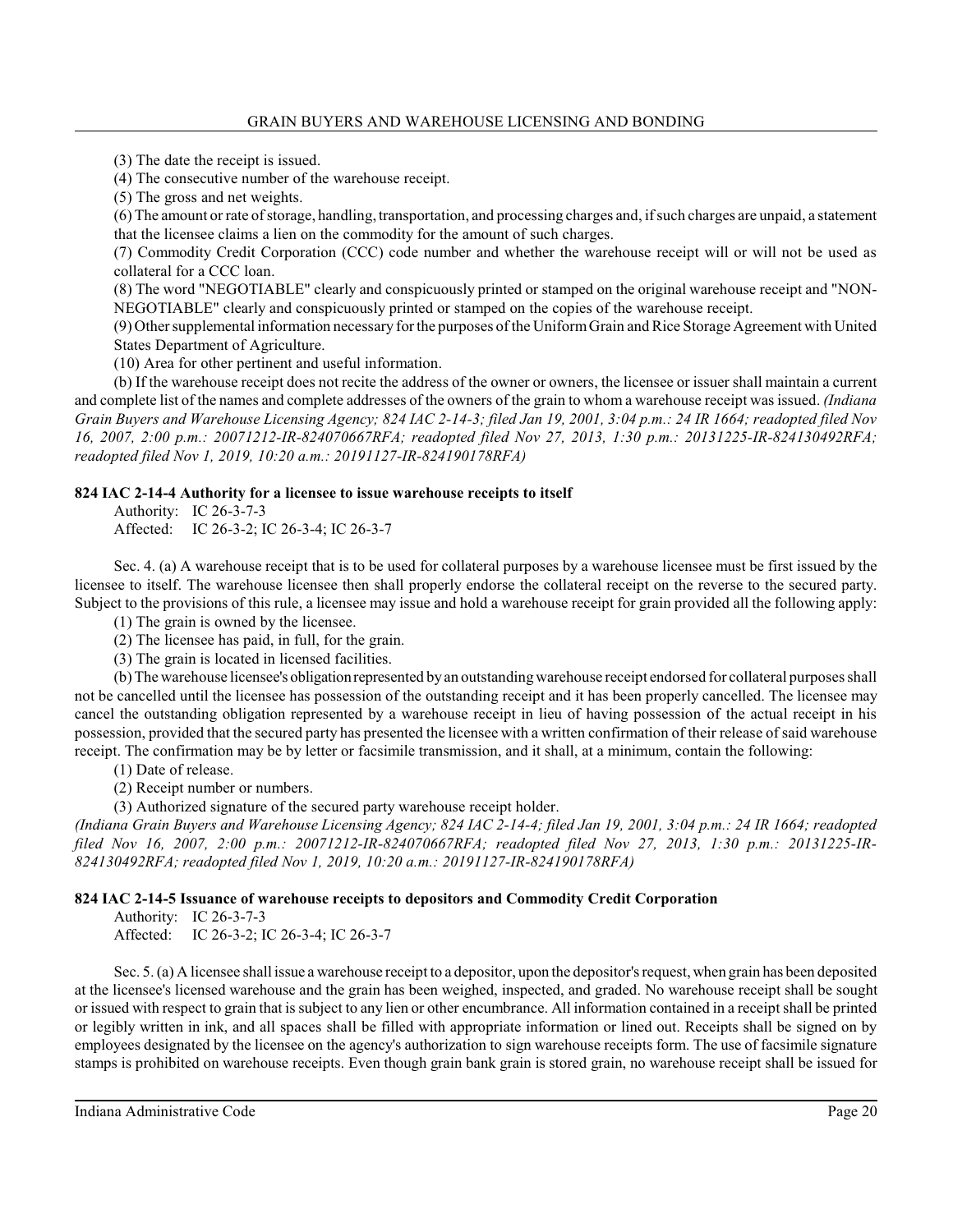(3) The date the receipt is issued.

(4) The consecutive number of the warehouse receipt.

(5) The gross and net weights.

(6) The amount or rate of storage, handling, transportation, and processing charges and, if such charges are unpaid, a statement that the licensee claims a lien on the commodity for the amount of such charges.

(7) Commodity Credit Corporation (CCC) code number and whether the warehouse receipt will or will not be used as collateral for a CCC loan.

(8) The word "NEGOTIABLE" clearly and conspicuously printed or stamped on the original warehouse receipt and "NON-NEGOTIABLE" clearly and conspicuously printed or stamped on the copies of the warehouse receipt.

(9) Other supplemental information necessary for the purposes of the Uniform Grain and Rice Storage Agreement with United States Department of Agriculture.

(10) Area for other pertinent and useful information.

(b) If the warehouse receipt does not recite the address of the owner or owners, the licensee or issuer shall maintain a current and complete list of the names and complete addresses of the owners of the grain to whom a warehouse receipt was issued. *(Indiana Grain Buyers and Warehouse Licensing Agency; 824 IAC 2-14-3; filed Jan 19, 2001, 3:04 p.m.: 24 IR 1664; readopted filed Nov 16, 2007, 2:00 p.m.: 20071212-IR-824070667RFA; readopted filed Nov 27, 2013, 1:30 p.m.: 20131225-IR-824130492RFA; readopted filed Nov 1, 2019, 10:20 a.m.: 20191127-IR-824190178RFA)*

**824 IAC 2-14-4 Authority for a licensee to issue warehouse receipts to itself**

Authority: IC 26-3-7-3
Affected: IC 26-3-2; IC 26-3-4; IC 26-3-7

Sec. 4. (a) A warehouse receipt that is to be used for collateral purposes by a warehouse licensee must be first issued by the licensee to itself. The warehouse licensee then shall properly endorse the collateral receipt on the reverse to the secured party. Subject to the provisions of this rule, a licensee may issue and hold a warehouse receipt for grain provided all the following apply:

(1) The grain is owned by the licensee.

(2) The licensee has paid, in full, for the grain.

(3) The grain is located in licensed facilities.

(b) The warehouse licensee's obligation represented by an outstanding warehouse receipt endorsed for collateral purposes shall not be cancelled until the licensee has possession of the outstanding receipt and it has been properly cancelled. The licensee may cancel the outstanding obligation represented by a warehouse receipt in lieu of having possession of the actual receipt in his possession, provided that the secured party has presented the licensee with a written confirmation of their release of said warehouse receipt. The confirmation may be by letter or facsimile transmission, and it shall, at a minimum, contain the following:

(1) Date of release.

(2) Receipt number or numbers.

(3) Authorized signature of the secured party warehouse receipt holder.

*(Indiana Grain Buyers and Warehouse Licensing Agency; 824 IAC 2-14-4; filed Jan 19, 2001, 3:04 p.m.: 24 IR 1664; readopted filed Nov 16, 2007, 2:00 p.m.: 20071212-IR-824070667RFA; readopted filed Nov 27, 2013, 1:30 p.m.: 20131225-IR-824130492RFA; readopted filed Nov 1, 2019, 10:20 a.m.: 20191127-IR-824190178RFA)*

**824 IAC 2-14-5 Issuance of warehouse receipts to depositors and Commodity Credit Corporation**

Authority: IC 26-3-7-3
Affected: IC 26-3-2; IC 26-3-4; IC 26-3-7

Sec. 5. (a) A licensee shall issue a warehouse receipt to a depositor, upon the depositor's request, when grain has been deposited at the licensee's licensed warehouse and the grain has been weighed, inspected, and graded. No warehouse receipt shall be sought or issued with respect to grain that is subject to any lien or other encumbrance. All information contained in a receipt shall be printed or legibly written in ink, and all spaces shall be filled with appropriate information or lined out. Receipts shall be signed on by employees designated by the licensee on the agency's authorization to sign warehouse receipts form. The use of facsimile signature stamps is prohibited on warehouse receipts. Even though grain bank grain is stored grain, no warehouse receipt shall be issued for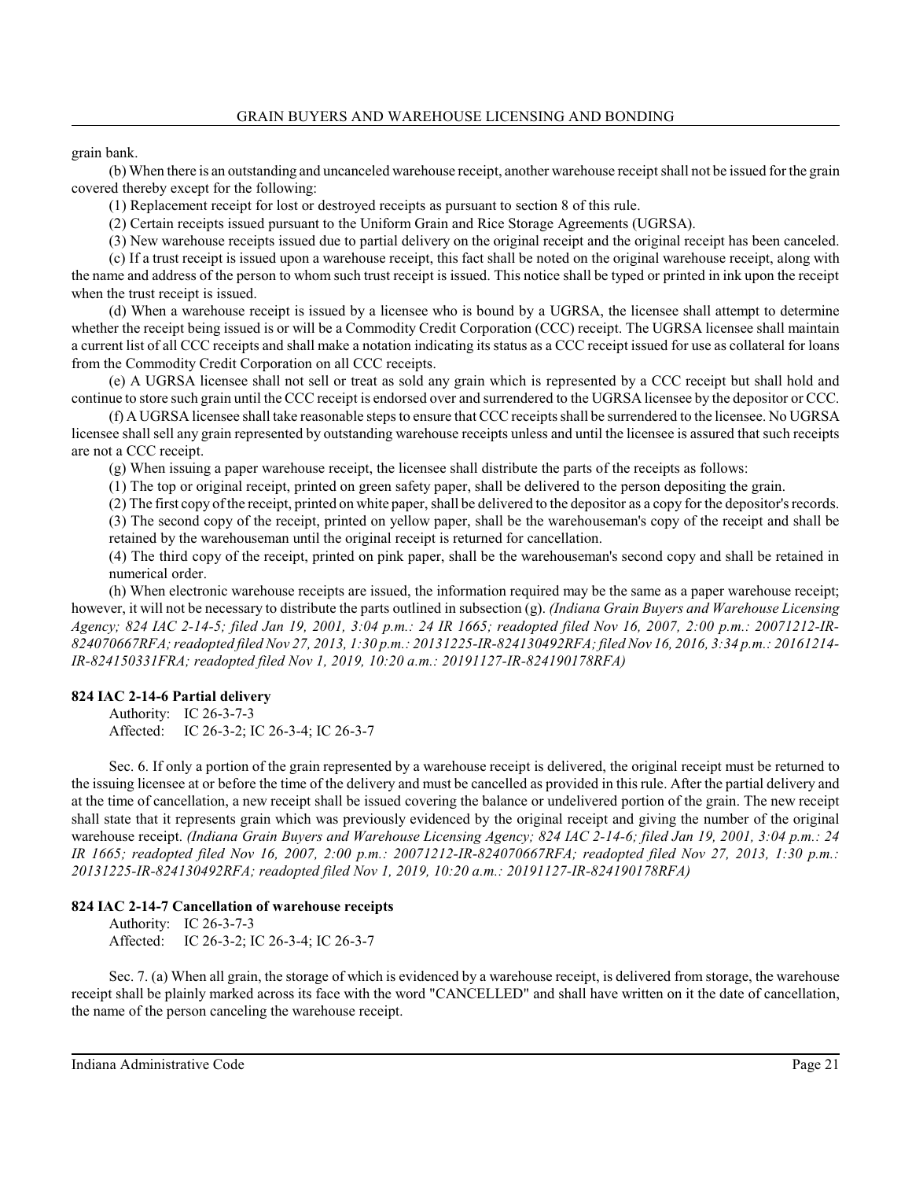grain bank.

(b) When there is an outstanding and uncanceled warehouse receipt, another warehouse receipt shall not be issued for the grain covered thereby except for the following:

(1) Replacement receipt for lost or destroyed receipts as pursuant to section 8 of this rule.

(2) Certain receipts issued pursuant to the Uniform Grain and Rice Storage Agreements (UGRSA).

(3) New warehouse receipts issued due to partial delivery on the original receipt and the original receipt has been canceled.

(c) If a trust receipt is issued upon a warehouse receipt, this fact shall be noted on the original warehouse receipt, along with the name and address of the person to whom such trust receipt is issued. This notice shall be typed or printed in ink upon the receipt when the trust receipt is issued.

(d) When a warehouse receipt is issued by a licensee who is bound by a UGRSA, the licensee shall attempt to determine whether the receipt being issued is or will be a Commodity Credit Corporation (CCC) receipt. The UGRSA licensee shall maintain a current list of all CCC receipts and shall make a notation indicating its status as a CCC receipt issued for use as collateral for loans from the Commodity Credit Corporation on all CCC receipts.

(e) A UGRSA licensee shall not sell or treat as sold any grain which is represented by a CCC receipt but shall hold and continue to store such grain until the CCC receipt is endorsed over and surrendered to the UGRSA licensee by the depositor or CCC.

(f) A UGRSA licensee shall take reasonable steps to ensure that CCC receipts shall be surrendered to the licensee. No UGRSA licensee shall sell any grain represented by outstanding warehouse receipts unless and until the licensee is assured that such receipts are not a CCC receipt.

(g) When issuing a paper warehouse receipt, the licensee shall distribute the parts of the receipts as follows:

(1) The top or original receipt, printed on green safety paper, shall be delivered to the person depositing the grain.

(2) The first copy of the receipt, printed on white paper, shall be delivered to the depositor as a copy for the depositor's records.

(3) The second copy of the receipt, printed on yellow paper, shall be the warehouseman's copy of the receipt and shall be retained by the warehouseman until the original receipt is returned for cancellation.

(4) The third copy of the receipt, printed on pink paper, shall be the warehouseman's second copy and shall be retained in numerical order.

(h) When electronic warehouse receipts are issued, the information required may be the same as a paper warehouse receipt; however, it will not be necessary to distribute the parts outlined in subsection (g). *(Indiana Grain Buyers and Warehouse Licensing Agency; 824 IAC 2-14-5; filed Jan 19, 2001, 3:04 p.m.: 24 IR 1665; readopted filed Nov 16, 2007, 2:00 p.m.: 20071212-IR-824070667RFA; readopted filed Nov 27, 2013, 1:30 p.m.: 20131225-IR-824130492RFA; filed Nov 16, 2016, 3:34 p.m.: 20161214-IR-824150331FRA; readopted filed Nov 1, 2019, 10:20 a.m.: 20191127-IR-824190178RFA)*

**824 IAC 2-14-6 Partial delivery**

Authority: IC 26-3-7-3
Affected: IC 26-3-2; IC 26-3-4; IC 26-3-7

Sec. 6. If only a portion of the grain represented by a warehouse receipt is delivered, the original receipt must be returned to the issuing licensee at or before the time of the delivery and must be cancelled as provided in this rule. After the partial delivery and at the time of cancellation, a new receipt shall be issued covering the balance or undelivered portion of the grain. The new receipt shall state that it represents grain which was previously evidenced by the original receipt and giving the number of the original warehouse receipt. *(Indiana Grain Buyers and Warehouse Licensing Agency; 824 IAC 2-14-6; filed Jan 19, 2001, 3:04 p.m.: 24 IR 1665; readopted filed Nov 16, 2007, 2:00 p.m.: 20071212-IR-824070667RFA; readopted filed Nov 27, 2013, 1:30 p.m.: 20131225-IR-824130492RFA; readopted filed Nov 1, 2019, 10:20 a.m.: 20191127-IR-824190178RFA)*

**824 IAC 2-14-7 Cancellation of warehouse receipts**

Authority: IC 26-3-7-3
Affected: IC 26-3-2; IC 26-3-4; IC 26-3-7

Sec. 7. (a) When all grain, the storage of which is evidenced by a warehouse receipt, is delivered from storage, the warehouse receipt shall be plainly marked across its face with the word "CANCELLED" and shall have written on it the date of cancellation, the name of the person canceling the warehouse receipt.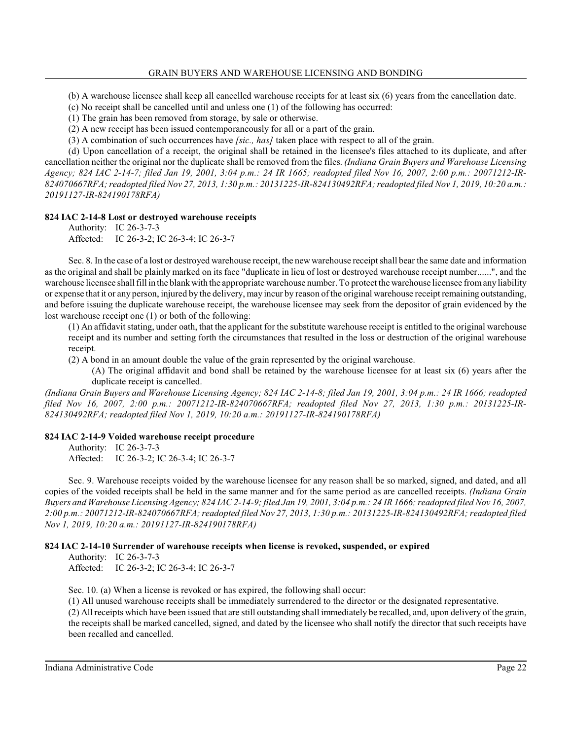(b) A warehouse licensee shall keep all cancelled warehouse receipts for at least six (6) years from the cancellation date.

(c) No receipt shall be cancelled until and unless one (1) of the following has occurred:

(1) The grain has been removed from storage, by sale or otherwise.

(2) A new receipt has been issued contemporaneously for all or a part of the grain.

(3) A combination of such occurrences have *[sic., has]* taken place with respect to all of the grain.

(d) Upon cancellation of a receipt, the original shall be retained in the licensee's files attached to its duplicate, and after cancellation neither the original nor the duplicate shall be removed from the files. *(Indiana Grain Buyers and Warehouse Licensing Agency; 824 IAC 2-14-7; filed Jan 19, 2001, 3:04 p.m.: 24 IR 1665; readopted filed Nov 16, 2007, 2:00 p.m.: 20071212-IR-824070667RFA; readopted filed Nov 27, 2013, 1:30 p.m.: 20131225-IR-824130492RFA; readopted filed Nov 1, 2019, 10:20 a.m.: 20191127-IR-824190178RFA)*

**824 IAC 2-14-8 Lost or destroyed warehouse receipts**

Authority: IC 26-3-7-3
Affected: IC 26-3-2; IC 26-3-4; IC 26-3-7

Sec. 8. In the case of a lost or destroyed warehouse receipt, the new warehouse receipt shall bear the same date and information as the original and shall be plainly marked on its face "duplicate in lieu of lost or destroyed warehouse receipt number......", and the warehouse licensee shall fill in the blank with the appropriate warehouse number. To protect the warehouse licensee from any liability or expense that it or any person, injured by the delivery, may incur by reason of the original warehouse receipt remaining outstanding, and before issuing the duplicate warehouse receipt, the warehouse licensee may seek from the depositor of grain evidenced by the lost warehouse receipt one (1) or both of the following:

(1) An affidavit stating, under oath, that the applicant for the substitute warehouse receipt is entitled to the original warehouse receipt and its number and setting forth the circumstances that resulted in the loss or destruction of the original warehouse receipt.

(2) A bond in an amount double the value of the grain represented by the original warehouse.

(A) The original affidavit and bond shall be retained by the warehouse licensee for at least six (6) years after the duplicate receipt is cancelled.

*(Indiana Grain Buyers and Warehouse Licensing Agency; 824 IAC 2-14-8; filed Jan 19, 2001, 3:04 p.m.: 24 IR 1666; readopted filed Nov 16, 2007, 2:00 p.m.: 20071212-IR-824070667RFA; readopted filed Nov 27, 2013, 1:30 p.m.: 20131225-IR-824130492RFA; readopted filed Nov 1, 2019, 10:20 a.m.: 20191127-IR-824190178RFA)*

**824 IAC 2-14-9 Voided warehouse receipt procedure**

Authority: IC 26-3-7-3
Affected: IC 26-3-2; IC 26-3-4; IC 26-3-7

Sec. 9. Warehouse receipts voided by the warehouse licensee for any reason shall be so marked, signed, and dated, and all copies of the voided receipts shall be held in the same manner and for the same period as are cancelled receipts. *(Indiana Grain Buyers and Warehouse Licensing Agency; 824 IAC 2-14-9; filed Jan 19, 2001, 3:04 p.m.: 24 IR 1666; readopted filed Nov 16, 2007, 2:00 p.m.: 20071212-IR-824070667RFA; readopted filed Nov 27, 2013, 1:30 p.m.: 20131225-IR-824130492RFA; readopted filed Nov 1, 2019, 10:20 a.m.: 20191127-IR-824190178RFA)*

**824 IAC 2-14-10 Surrender of warehouse receipts when license is revoked, suspended, or expired**

Authority: IC 26-3-7-3
Affected: IC 26-3-2; IC 26-3-4; IC 26-3-7

Sec. 10. (a) When a license is revoked or has expired, the following shall occur:

(1) All unused warehouse receipts shall be immediately surrendered to the director or the designated representative.

(2) All receipts which have been issued that are still outstanding shall immediately be recalled, and, upon delivery of the grain, the receipts shall be marked cancelled, signed, and dated by the licensee who shall notify the director that such receipts have been recalled and cancelled.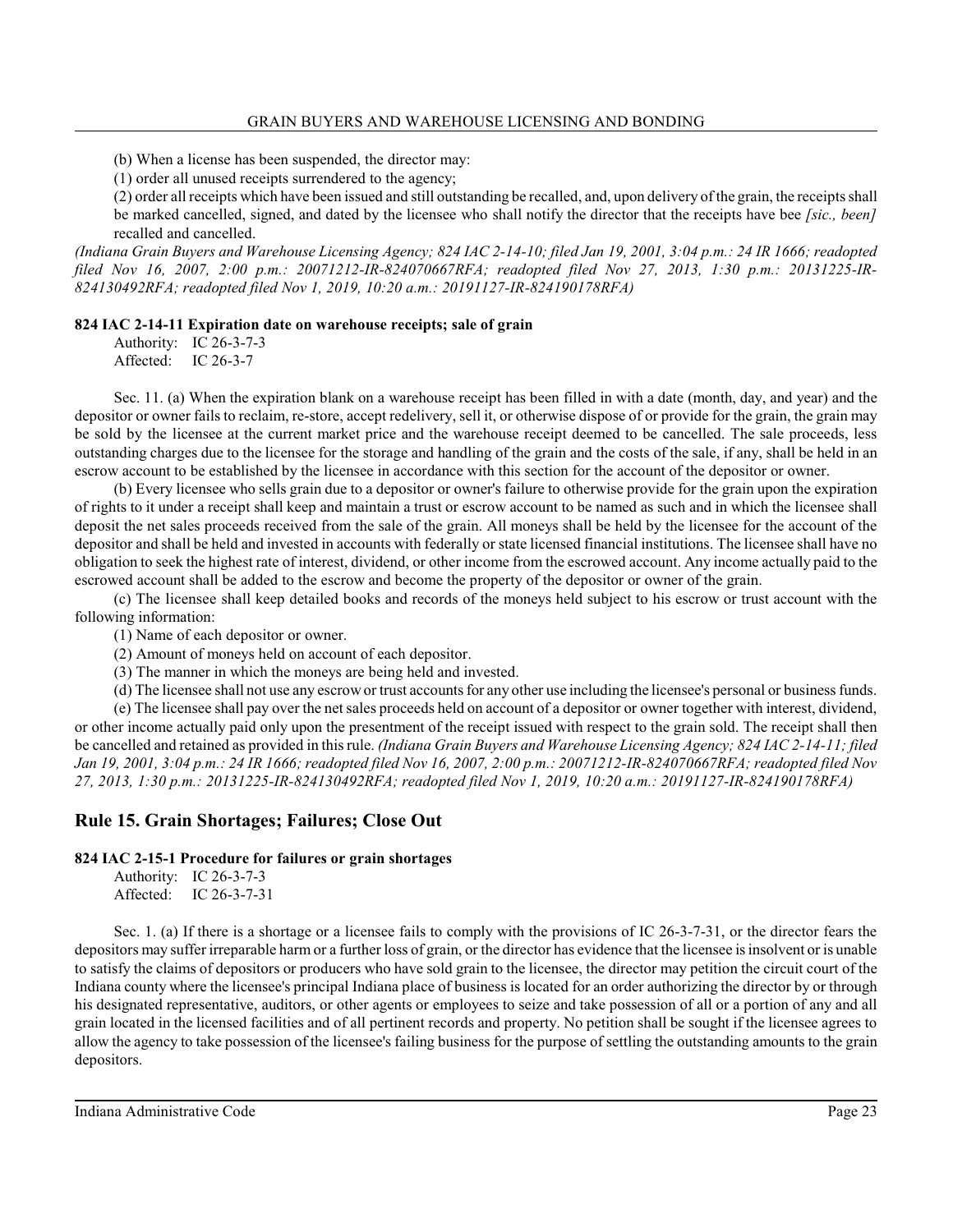(b) When a license has been suspended, the director may:

(1) order all unused receipts surrendered to the agency;

(2) order all receipts which have been issued and still outstanding be recalled, and, upon delivery of the grain, the receipts shall be marked cancelled, signed, and dated by the licensee who shall notify the director that the receipts have bee *[sic., been]* recalled and cancelled.

*(Indiana Grain Buyers and Warehouse Licensing Agency; 824 IAC 2-14-10; filed Jan 19, 2001, 3:04 p.m.: 24 IR 1666; readopted filed Nov 16, 2007, 2:00 p.m.: 20071212-IR-824070667RFA; readopted filed Nov 27, 2013, 1:30 p.m.: 20131225-IR-824130492RFA; readopted filed Nov 1, 2019, 10:20 a.m.: 20191127-IR-824190178RFA)*

**824 IAC 2-14-11 Expiration date on warehouse receipts; sale of grain**

Authority: IC 26-3-7-3
Affected: IC 26-3-7

Sec. 11. (a) When the expiration blank on a warehouse receipt has been filled in with a date (month, day, and year) and the depositor or owner fails to reclaim, re-store, accept redelivery, sell it, or otherwise dispose of or provide for the grain, the grain may be sold by the licensee at the current market price and the warehouse receipt deemed to be cancelled. The sale proceeds, less outstanding charges due to the licensee for the storage and handling of the grain and the costs of the sale, if any, shall be held in an escrow account to be established by the licensee in accordance with this section for the account of the depositor or owner.

(b) Every licensee who sells grain due to a depositor or owner's failure to otherwise provide for the grain upon the expiration of rights to it under a receipt shall keep and maintain a trust or escrow account to be named as such and in which the licensee shall deposit the net sales proceeds received from the sale of the grain. All moneys shall be held by the licensee for the account of the depositor and shall be held and invested in accounts with federally or state licensed financial institutions. The licensee shall have no obligation to seek the highest rate of interest, dividend, or other income from the escrowed account. Any income actually paid to the escrowed account shall be added to the escrow and become the property of the depositor or owner of the grain.

(c) The licensee shall keep detailed books and records of the moneys held subject to his escrow or trust account with the following information:

(1) Name of each depositor or owner.

(2) Amount of moneys held on account of each depositor.

(3) The manner in which the moneys are being held and invested.

(d) The licensee shall not use any escrow or trust accounts for any other use including the licensee's personal or business funds.

(e) The licensee shall pay over the net sales proceeds held on account of a depositor or owner together with interest, dividend, or other income actually paid only upon the presentment of the receipt issued with respect to the grain sold. The receipt shall then be cancelled and retained as provided in this rule. *(Indiana Grain Buyers and Warehouse Licensing Agency; 824 IAC 2-14-11; filed Jan 19, 2001, 3:04 p.m.: 24 IR 1666; readopted filed Nov 16, 2007, 2:00 p.m.: 20071212-IR-824070667RFA; readopted filed Nov 27, 2013, 1:30 p.m.: 20131225-IR-824130492RFA; readopted filed Nov 1, 2019, 10:20 a.m.: 20191127-IR-824190178RFA)*

## Rule 15. Grain Shortages; Failures; Close Out

**824 IAC 2-15-1 Procedure for failures or grain shortages**

Authority: IC 26-3-7-3
Affected: IC 26-3-7-31

Sec. 1. (a) If there is a shortage or a licensee fails to comply with the provisions of IC 26-3-7-31, or the director fears the depositors may suffer irreparable harm or a further loss of grain, or the director has evidence that the licensee is insolvent or is unable to satisfy the claims of depositors or producers who have sold grain to the licensee, the director may petition the circuit court of the Indiana county where the licensee's principal Indiana place of business is located for an order authorizing the director by or through his designated representative, auditors, or other agents or employees to seize and take possession of all or a portion of any and all grain located in the licensed facilities and of all pertinent records and property. No petition shall be sought if the licensee agrees to allow the agency to take possession of the licensee's failing business for the purpose of settling the outstanding amounts to the grain depositors.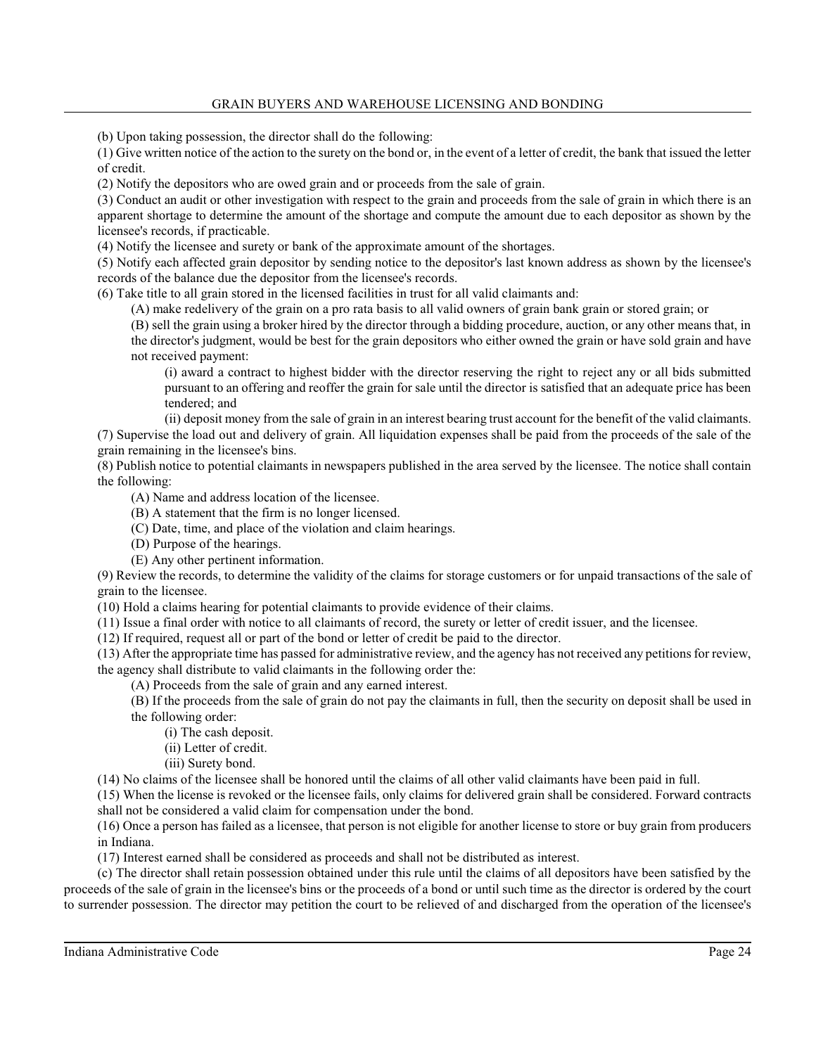(b) Upon taking possession, the director shall do the following:

(1) Give written notice of the action to the surety on the bond or, in the event of a letter of credit, the bank that issued the letter of credit.

(2) Notify the depositors who are owed grain and or proceeds from the sale of grain.

(3) Conduct an audit or other investigation with respect to the grain and proceeds from the sale of grain in which there is an apparent shortage to determine the amount of the shortage and compute the amount due to each depositor as shown by the licensee's records, if practicable.

(4) Notify the licensee and surety or bank of the approximate amount of the shortages.

(5) Notify each affected grain depositor by sending notice to the depositor's last known address as shown by the licensee's records of the balance due the depositor from the licensee's records.

(6) Take title to all grain stored in the licensed facilities in trust for all valid claimants and:

(A) make redelivery of the grain on a pro rata basis to all valid owners of grain bank grain or stored grain; or

(B) sell the grain using a broker hired by the director through a bidding procedure, auction, or any other means that, in the director's judgment, would be best for the grain depositors who either owned the grain or have sold grain and have not received payment:

(i) award a contract to highest bidder with the director reserving the right to reject any or all bids submitted pursuant to an offering and reoffer the grain for sale until the director is satisfied that an adequate price has been tendered; and

(ii) deposit money from the sale of grain in an interest bearing trust account for the benefit of the valid claimants.

(7) Supervise the load out and delivery of grain. All liquidation expenses shall be paid from the proceeds of the sale of the grain remaining in the licensee's bins.

(8) Publish notice to potential claimants in newspapers published in the area served by the licensee. The notice shall contain the following:

(A) Name and address location of the licensee.

(B) A statement that the firm is no longer licensed.

(C) Date, time, and place of the violation and claim hearings.

(D) Purpose of the hearings.

(E) Any other pertinent information.

(9) Review the records, to determine the validity of the claims for storage customers or for unpaid transactions of the sale of grain to the licensee.

(10) Hold a claims hearing for potential claimants to provide evidence of their claims.

(11) Issue a final order with notice to all claimants of record, the surety or letter of credit issuer, and the licensee.

(12) If required, request all or part of the bond or letter of credit be paid to the director.

(13) After the appropriate time has passed for administrative review, and the agency has not received any petitions for review, the agency shall distribute to valid claimants in the following order the:

(A) Proceeds from the sale of grain and any earned interest.

(B) If the proceeds from the sale of grain do not pay the claimants in full, then the security on deposit shall be used in the following order:

(i) The cash deposit.

(ii) Letter of credit.

(iii) Surety bond.

(14) No claims of the licensee shall be honored until the claims of all other valid claimants have been paid in full.

(15) When the license is revoked or the licensee fails, only claims for delivered grain shall be considered. Forward contracts shall not be considered a valid claim for compensation under the bond.

(16) Once a person has failed as a licensee, that person is not eligible for another license to store or buy grain from producers in Indiana.

(17) Interest earned shall be considered as proceeds and shall not be distributed as interest.

(c) The director shall retain possession obtained under this rule until the claims of all depositors have been satisfied by the proceeds of the sale of grain in the licensee's bins or the proceeds of a bond or until such time as the director is ordered by the court to surrender possession. The director may petition the court to be relieved of and discharged from the operation of the licensee's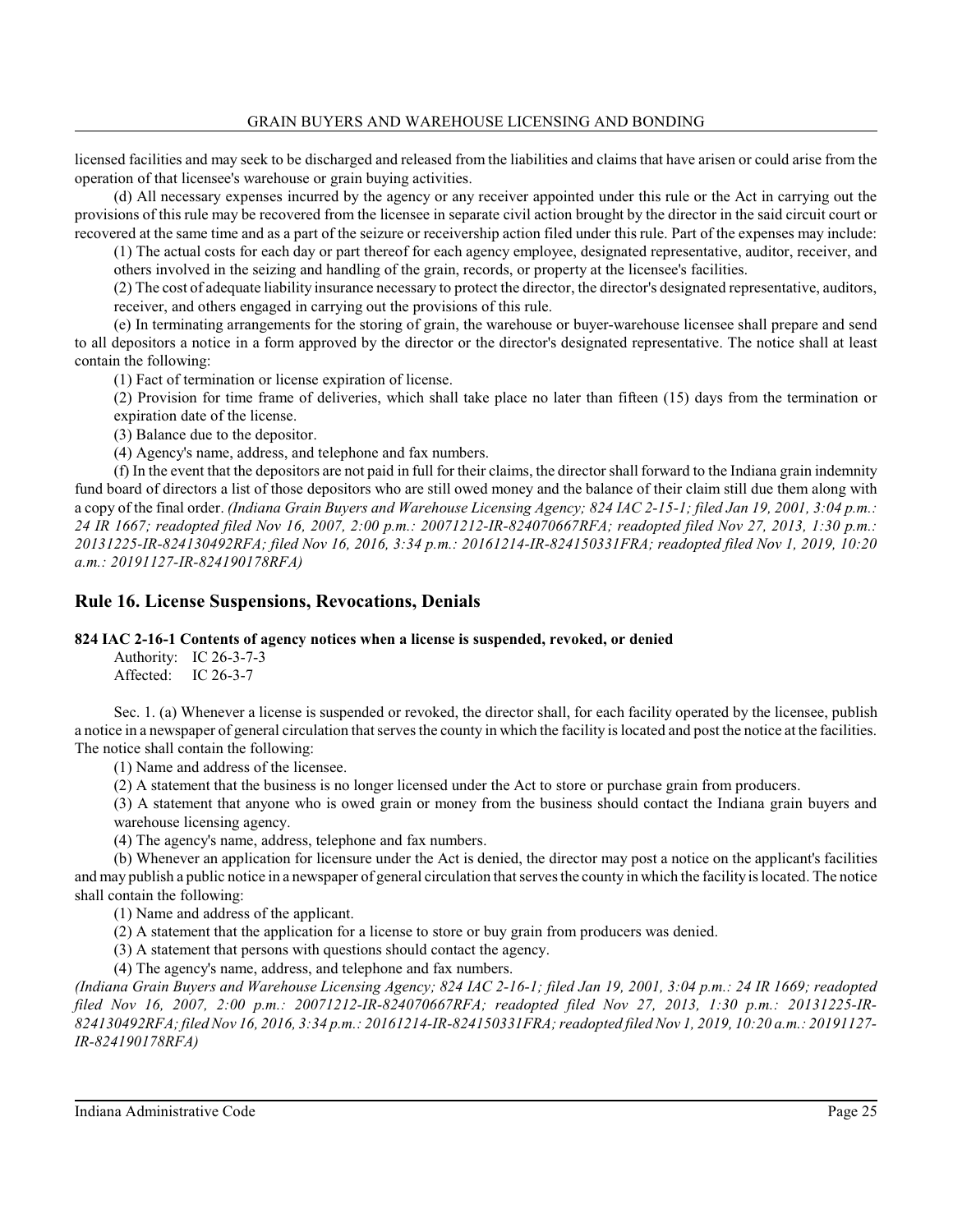licensed facilities and may seek to be discharged and released from the liabilities and claims that have arisen or could arise from the operation of that licensee's warehouse or grain buying activities.

(d) All necessary expenses incurred by the agency or any receiver appointed under this rule or the Act in carrying out the provisions of this rule may be recovered from the licensee in separate civil action brought by the director in the said circuit court or recovered at the same time and as a part of the seizure or receivership action filed under this rule. Part of the expenses may include:

(1) The actual costs for each day or part thereof for each agency employee, designated representative, auditor, receiver, and others involved in the seizing and handling of the grain, records, or property at the licensee's facilities.

(2) The cost of adequate liability insurance necessary to protect the director, the director's designated representative, auditors, receiver, and others engaged in carrying out the provisions of this rule.

(e) In terminating arrangements for the storing of grain, the warehouse or buyer-warehouse licensee shall prepare and send to all depositors a notice in a form approved by the director or the director's designated representative. The notice shall at least contain the following:

(1) Fact of termination or license expiration of license.

(2) Provision for time frame of deliveries, which shall take place no later than fifteen (15) days from the termination or expiration date of the license.

(3) Balance due to the depositor.

(4) Agency's name, address, and telephone and fax numbers.

(f) In the event that the depositors are not paid in full for their claims, the director shall forward to the Indiana grain indemnity fund board of directors a list of those depositors who are still owed money and the balance of their claim still due them along with a copy of the final order. *(Indiana Grain Buyers and Warehouse Licensing Agency; 824 IAC 2-15-1; filed Jan 19, 2001, 3:04 p.m.: 24 IR 1667; readopted filed Nov 16, 2007, 2:00 p.m.: 20071212-IR-824070667RFA; readopted filed Nov 27, 2013, 1:30 p.m.: 20131225-IR-824130492RFA; filed Nov 16, 2016, 3:34 p.m.: 20161214-IR-824150331FRA; readopted filed Nov 1, 2019, 10:20 a.m.: 20191127-IR-824190178RFA)*

## Rule 16. License Suspensions, Revocations, Denials

**824 IAC 2-16-1 Contents of agency notices when a license is suspended, revoked, or denied**

Authority: IC 26-3-7-3
Affected: IC 26-3-7

Sec. 1. (a) Whenever a license is suspended or revoked, the director shall, for each facility operated by the licensee, publish a notice in a newspaper of general circulation that serves the county in which the facility is located and post the notice at the facilities. The notice shall contain the following:

(1) Name and address of the licensee.

(2) A statement that the business is no longer licensed under the Act to store or purchase grain from producers.

(3) A statement that anyone who is owed grain or money from the business should contact the Indiana grain buyers and warehouse licensing agency.

(4) The agency's name, address, telephone and fax numbers.

(b) Whenever an application for licensure under the Act is denied, the director may post a notice on the applicant's facilities and may publish a public notice in a newspaper of general circulation that serves the county in which the facility is located. The notice shall contain the following:

(1) Name and address of the applicant.

(2) A statement that the application for a license to store or buy grain from producers was denied.

(3) A statement that persons with questions should contact the agency.

(4) The agency's name, address, and telephone and fax numbers.

*(Indiana Grain Buyers and Warehouse Licensing Agency; 824 IAC 2-16-1; filed Jan 19, 2001, 3:04 p.m.: 24 IR 1669; readopted filed Nov 16, 2007, 2:00 p.m.: 20071212-IR-824070667RFA; readopted filed Nov 27, 2013, 1:30 p.m.: 20131225-IR-824130492RFA; filed Nov 16, 2016, 3:34 p.m.: 20161214-IR-824150331FRA; readopted filed Nov 1, 2019, 10:20 a.m.: 20191127-IR-824190178RFA)*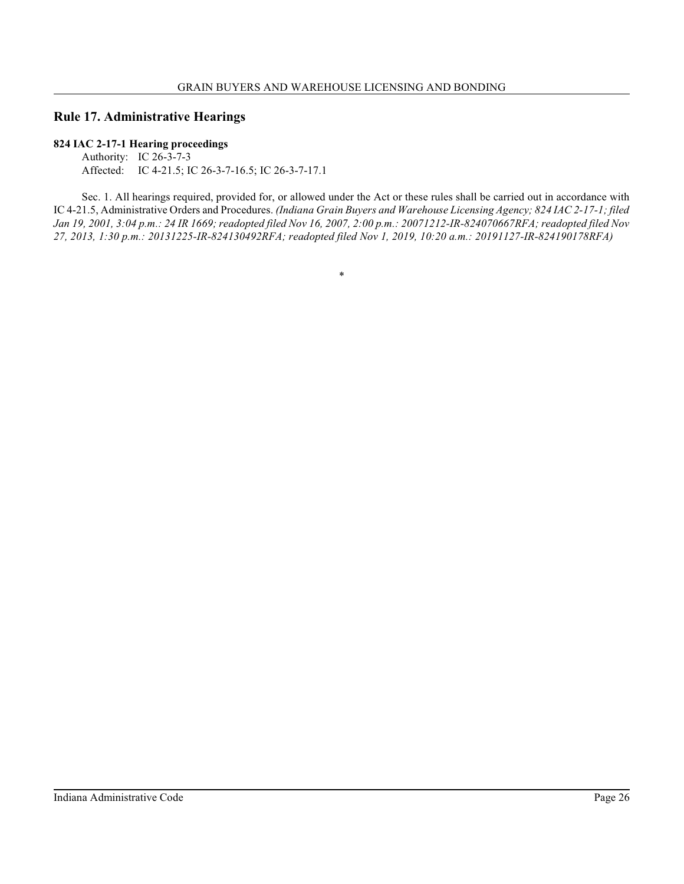## Rule 17. Administrative Hearings

**824 IAC 2-17-1 Hearing proceedings**

Authority: IC 26-3-7-3
Affected: IC 4-21.5; IC 26-3-7-16.5; IC 26-3-7-17.1

Sec. 1. All hearings required, provided for, or allowed under the Act or these rules shall be carried out in accordance with IC 4-21.5, Administrative Orders and Procedures. *(Indiana Grain Buyers and Warehouse Licensing Agency; 824 IAC 2-17-1; filed Jan 19, 2001, 3:04 p.m.: 24 IR 1669; readopted filed Nov 16, 2007, 2:00 p.m.: 20071212-IR-824070667RFA; readopted filed Nov 27, 2013, 1:30 p.m.: 20131225-IR-824130492RFA; readopted filed Nov 1, 2019, 10:20 a.m.: 20191127-IR-824190178RFA)*

*